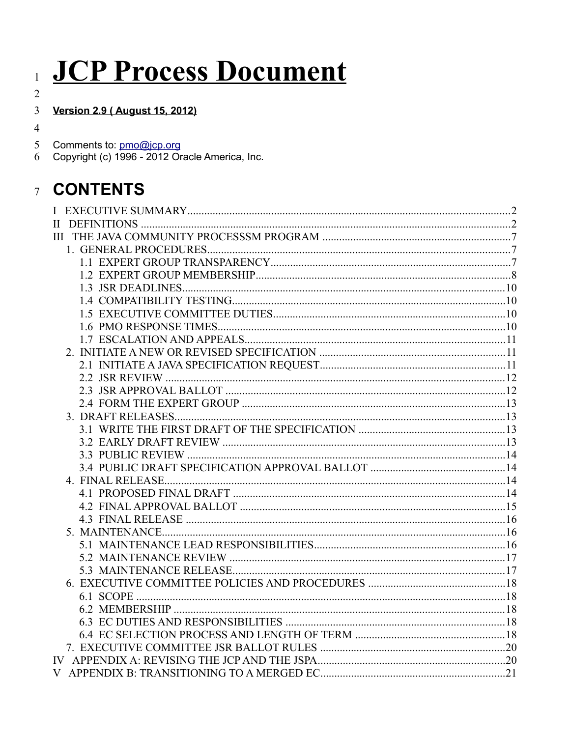# JCP Process Document

**Version 2.9 ( August 15, 2012)**

Comments to: pmo@jcp.org
Copyright (c) 1996 - 2012 Oracle America, Inc.

## CONTENTS

I EXECUTIVE SUMMARY....2
II DEFINITIONS....2
III THE JAVA COMMUNITY PROCESSSM PROGRAM....7
- 1. GENERAL PROCEDURES....7
  - 1.1 EXPERT GROUP TRANSPARENCY....7
  - 1.2 EXPERT GROUP MEMBERSHIP....8
  - 1.3 JSR DEADLINES....10
  - 1.4 COMPATIBILITY TESTING....10
  - 1.5 EXECUTIVE COMMITTEE DUTIES....10
  - 1.6 PMO RESPONSE TIMES....10
  - 1.7 ESCALATION AND APPEALS....11
- 2. INITIATE A NEW OR REVISED SPECIFICATION....11
  - 2.1 INITIATE A JAVA SPECIFICATION REQUEST....11
  - 2.2 JSR REVIEW....12
  - 2.3 JSR APPROVAL BALLOT....12
  - 2.4 FORM THE EXPERT GROUP....13
- 3. DRAFT RELEASES....13
  - 3.1 WRITE THE FIRST DRAFT OF THE SPECIFICATION....13
  - 3.2 EARLY DRAFT REVIEW....13
  - 3.3 PUBLIC REVIEW....14
  - 3.4 PUBLIC DRAFT SPECIFICATION APPROVAL BALLOT....14
- 4. FINAL RELEASE....14
  - 4.1 PROPOSED FINAL DRAFT....14
  - 4.2 FINAL APPROVAL BALLOT....15
  - 4.3 FINAL RELEASE....16
- 5. MAINTENANCE....16
  - 5.1 MAINTENANCE LEAD RESPONSIBILITIES....16
  - 5.2 MAINTENANCE REVIEW....17
  - 5.3 MAINTENANCE RELEASE....17
- 6. EXECUTIVE COMMITTEE POLICIES AND PROCEDURES....18
  - 6.1 SCOPE....18
  - 6.2 MEMBERSHIP....18
  - 6.3 EC DUTIES AND RESPONSIBILITIES....18
  - 6.4 EC SELECTION PROCESS AND LENGTH OF TERM....18
- 7. EXECUTIVE COMMITTEE JSR BALLOT RULES....20

IV APPENDIX A: REVISING THE JCP AND THE JSPA....20
V APPENDIX B: TRANSITIONING TO A MERGED EC....21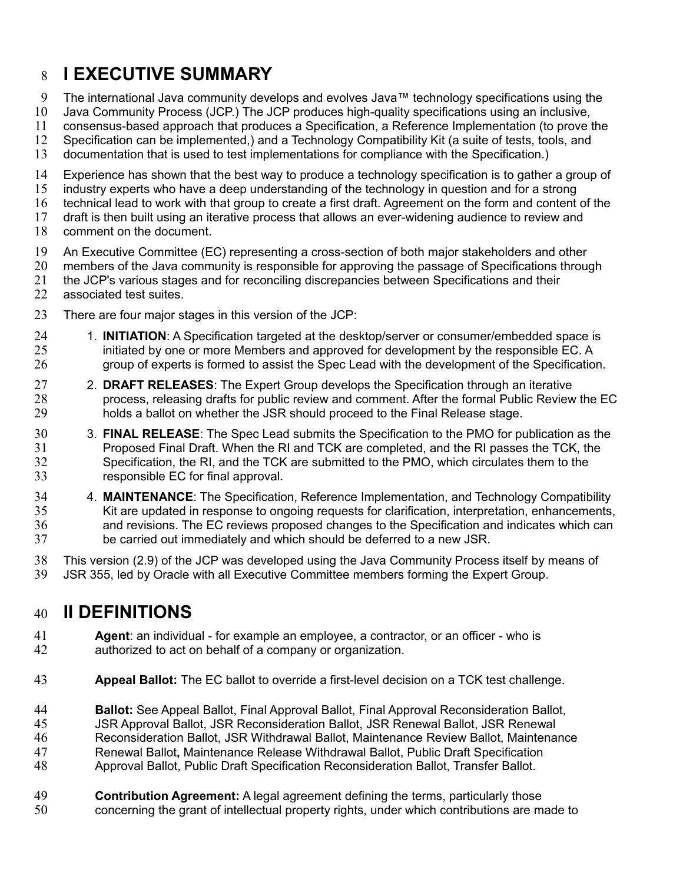# I EXECUTIVE SUMMARY

The international Java community develops and evolves Java™ technology specifications using the Java Community Process (JCP.) The JCP produces high-quality specifications using an inclusive, consensus-based approach that produces a Specification, a Reference Implementation (to prove the Specification can be implemented,) and a Technology Compatibility Kit (a suite of tests, tools, and documentation that is used to test implementations for compliance with the Specification.)

Experience has shown that the best way to produce a technology specification is to gather a group of industry experts who have a deep understanding of the technology in question and for a strong technical lead to work with that group to create a first draft. Agreement on the form and content of the draft is then built using an iterative process that allows an ever-widening audience to review and comment on the document.

An Executive Committee (EC) representing a cross-section of both major stakeholders and other members of the Java community is responsible for approving the passage of Specifications through the JCP's various stages and for reconciling discrepancies between Specifications and their associated test suites.

There are four major stages in this version of the JCP:

1. **INITIATION**: A Specification targeted at the desktop/server or consumer/embedded space is initiated by one or more Members and approved for development by the responsible EC. A group of experts is formed to assist the Spec Lead with the development of the Specification.
2. **DRAFT RELEASES**: The Expert Group develops the Specification through an iterative process, releasing drafts for public review and comment. After the formal Public Review the EC holds a ballot on whether the JSR should proceed to the Final Release stage.
3. **FINAL RELEASE**: The Spec Lead submits the Specification to the PMO for publication as the Proposed Final Draft. When the RI and TCK are completed, and the RI passes the TCK, the Specification, the RI, and the TCK are submitted to the PMO, which circulates them to the responsible EC for final approval.
4. **MAINTENANCE**: The Specification, Reference Implementation, and Technology Compatibility Kit are updated in response to ongoing requests for clarification, interpretation, enhancements, and revisions. The EC reviews proposed changes to the Specification and indicates which can be carried out immediately and which should be deferred to a new JSR.

This version (2.9) of the JCP was developed using the Java Community Process itself by means of JSR 355, led by Oracle with all Executive Committee members forming the Expert Group.

# II DEFINITIONS

**Agent**: an individual - for example an employee, a contractor, or an officer - who is authorized to act on behalf of a company or organization.

**Appeal Ballot:** The EC ballot to override a first-level decision on a TCK test challenge.

**Ballot:** See Appeal Ballot, Final Approval Ballot, Final Approval Reconsideration Ballot, JSR Approval Ballot, JSR Reconsideration Ballot, JSR Renewal Ballot, JSR Renewal Reconsideration Ballot, JSR Withdrawal Ballot, Maintenance Review Ballot, Maintenance Renewal Ballot**,** Maintenance Release Withdrawal Ballot, Public Draft Specification Approval Ballot, Public Draft Specification Reconsideration Ballot, Transfer Ballot.

**Contribution Agreement:** A legal agreement defining the terms, particularly those concerning the grant of intellectual property rights, under which contributions are made to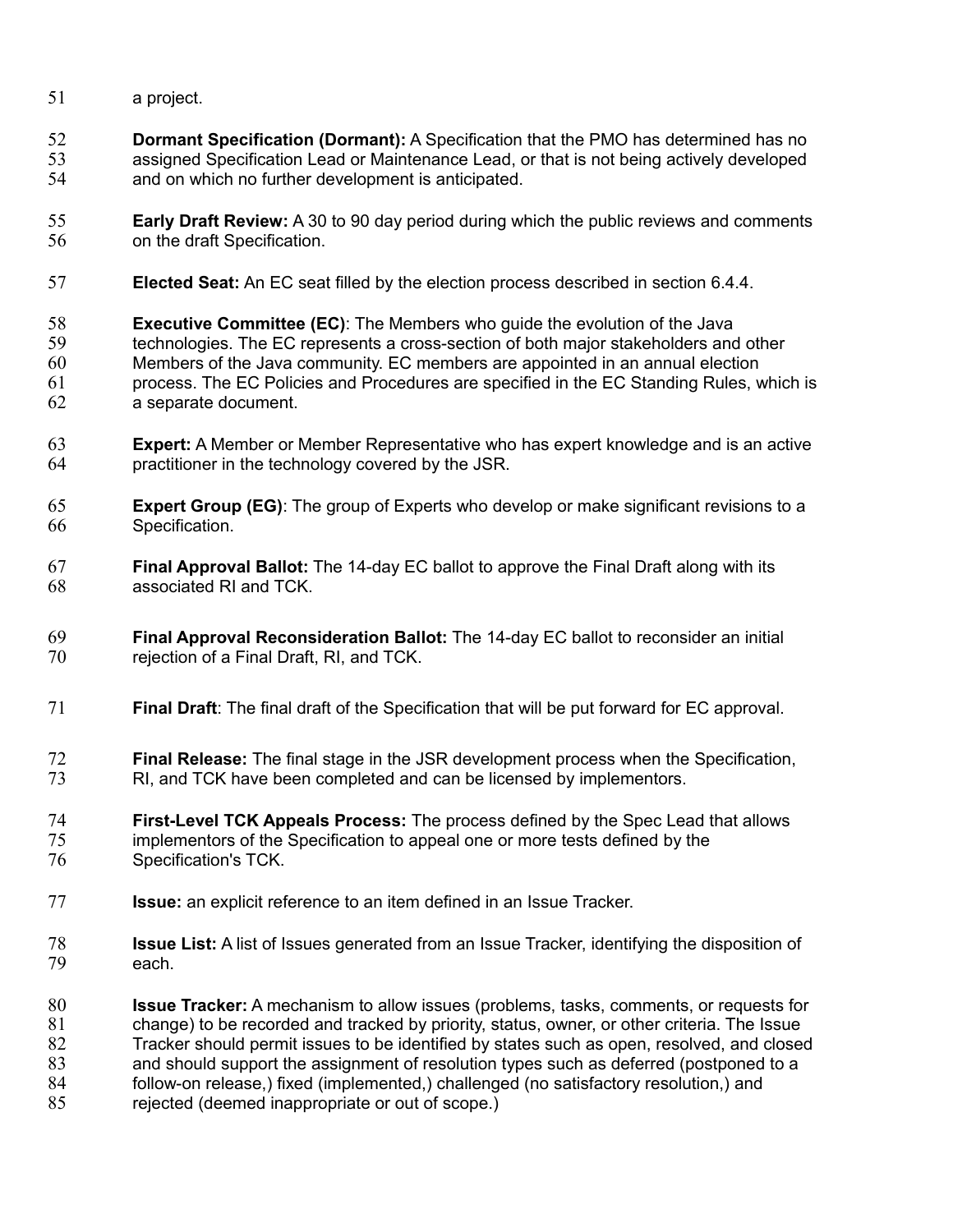a project.

**Dormant Specification (Dormant):** A Specification that the PMO has determined has no assigned Specification Lead or Maintenance Lead, or that is not being actively developed and on which no further development is anticipated.

**Early Draft Review:** A 30 to 90 day period during which the public reviews and comments on the draft Specification.

**Elected Seat:** An EC seat filled by the election process described in section 6.4.4.

**Executive Committee (EC)**: The Members who guide the evolution of the Java technologies. The EC represents a cross-section of both major stakeholders and other Members of the Java community. EC members are appointed in an annual election process. The EC Policies and Procedures are specified in the EC Standing Rules, which is a separate document.

**Expert:** A Member or Member Representative who has expert knowledge and is an active practitioner in the technology covered by the JSR.

**Expert Group (EG)**: The group of Experts who develop or make significant revisions to a Specification.

**Final Approval Ballot:** The 14-day EC ballot to approve the Final Draft along with its associated RI and TCK.

**Final Approval Reconsideration Ballot:** The 14-day EC ballot to reconsider an initial rejection of a Final Draft, RI, and TCK.

**Final Draft**: The final draft of the Specification that will be put forward for EC approval.

**Final Release:** The final stage in the JSR development process when the Specification, RI, and TCK have been completed and can be licensed by implementors.

**First-Level TCK Appeals Process:** The process defined by the Spec Lead that allows implementors of the Specification to appeal one or more tests defined by the Specification's TCK.

**Issue:** an explicit reference to an item defined in an Issue Tracker.

**Issue List:** A list of Issues generated from an Issue Tracker, identifying the disposition of each.

**Issue Tracker:** A mechanism to allow issues (problems, tasks, comments, or requests for change) to be recorded and tracked by priority, status, owner, or other criteria. The Issue Tracker should permit issues to be identified by states such as open, resolved, and closed and should support the assignment of resolution types such as deferred (postponed to a follow-on release,) fixed (implemented,) challenged (no satisfactory resolution,) and rejected (deemed inappropriate or out of scope.)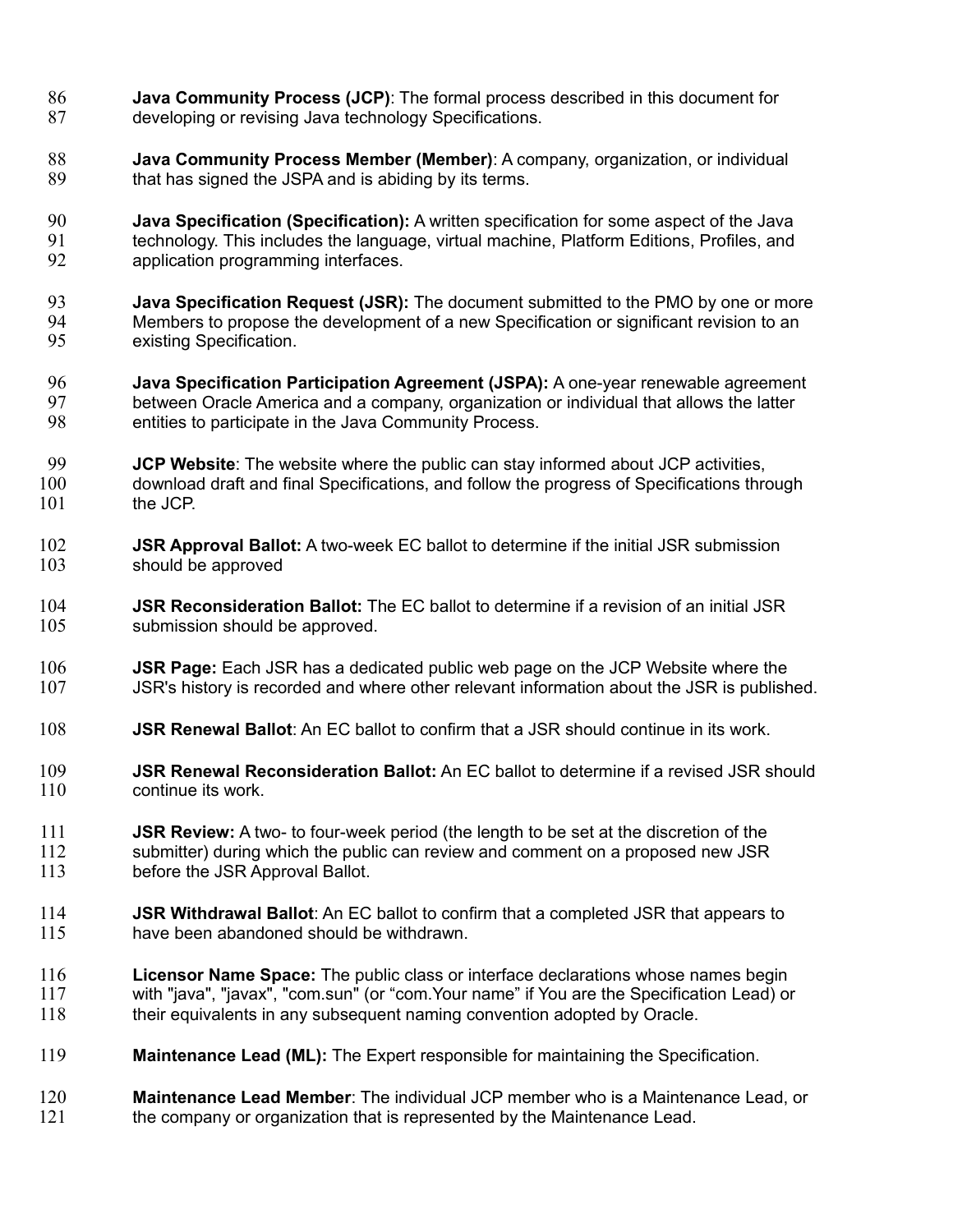**Java Community Process (JCP)**: The formal process described in this document for developing or revising Java technology Specifications.

**Java Community Process Member (Member)**: A company, organization, or individual that has signed the JSPA and is abiding by its terms.

**Java Specification (Specification):** A written specification for some aspect of the Java technology. This includes the language, virtual machine, Platform Editions, Profiles, and application programming interfaces.

**Java Specification Request (JSR):** The document submitted to the PMO by one or more Members to propose the development of a new Specification or significant revision to an existing Specification.

**Java Specification Participation Agreement (JSPA):** A one-year renewable agreement between Oracle America and a company, organization or individual that allows the latter entities to participate in the Java Community Process.

**JCP Website**: The website where the public can stay informed about JCP activities, download draft and final Specifications, and follow the progress of Specifications through the JCP.

**JSR Approval Ballot:** A two-week EC ballot to determine if the initial JSR submission should be approved

**JSR Reconsideration Ballot:** The EC ballot to determine if a revision of an initial JSR submission should be approved.

**JSR Page:** Each JSR has a dedicated public web page on the JCP Website where the JSR's history is recorded and where other relevant information about the JSR is published.

**JSR Renewal Ballot**: An EC ballot to confirm that a JSR should continue in its work.

**JSR Renewal Reconsideration Ballot:** An EC ballot to determine if a revised JSR should continue its work.

**JSR Review:** A two- to four-week period (the length to be set at the discretion of the submitter) during which the public can review and comment on a proposed new JSR before the JSR Approval Ballot.

**JSR Withdrawal Ballot**: An EC ballot to confirm that a completed JSR that appears to have been abandoned should be withdrawn.

**Licensor Name Space:** The public class or interface declarations whose names begin with "java", "javax", "com.sun" (or "com.Your name" if You are the Specification Lead) or their equivalents in any subsequent naming convention adopted by Oracle.

**Maintenance Lead (ML):** The Expert responsible for maintaining the Specification.

**Maintenance Lead Member**: The individual JCP member who is a Maintenance Lead, or the company or organization that is represented by the Maintenance Lead.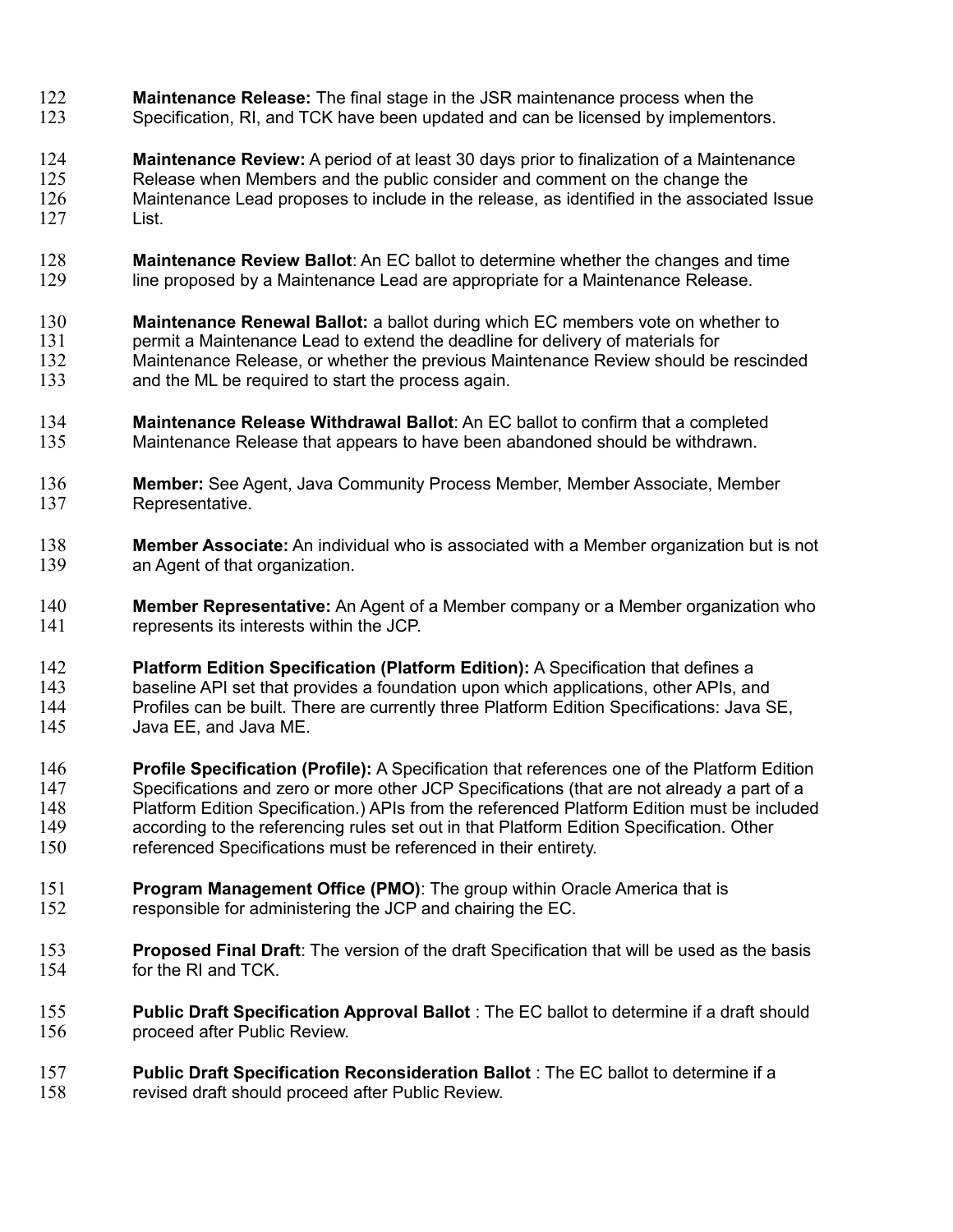**Maintenance Release:** The final stage in the JSR maintenance process when the Specification, RI, and TCK have been updated and can be licensed by implementors.

**Maintenance Review:** A period of at least 30 days prior to finalization of a Maintenance Release when Members and the public consider and comment on the change the Maintenance Lead proposes to include in the release, as identified in the associated Issue List.

**Maintenance Review Ballot**: An EC ballot to determine whether the changes and time line proposed by a Maintenance Lead are appropriate for a Maintenance Release.

**Maintenance Renewal Ballot:** a ballot during which EC members vote on whether to permit a Maintenance Lead to extend the deadline for delivery of materials for Maintenance Release, or whether the previous Maintenance Review should be rescinded and the ML be required to start the process again.

**Maintenance Release Withdrawal Ballot**: An EC ballot to confirm that a completed Maintenance Release that appears to have been abandoned should be withdrawn.

**Member:** See Agent, Java Community Process Member, Member Associate, Member Representative.

**Member Associate:** An individual who is associated with a Member organization but is not an Agent of that organization.

**Member Representative:** An Agent of a Member company or a Member organization who represents its interests within the JCP.

**Platform Edition Specification (Platform Edition):** A Specification that defines a baseline API set that provides a foundation upon which applications, other APIs, and Profiles can be built. There are currently three Platform Edition Specifications: Java SE, Java EE, and Java ME.

**Profile Specification (Profile):** A Specification that references one of the Platform Edition Specifications and zero or more other JCP Specifications (that are not already a part of a Platform Edition Specification.) APIs from the referenced Platform Edition must be included according to the referencing rules set out in that Platform Edition Specification. Other referenced Specifications must be referenced in their entirety.

**Program Management Office (PMO)**: The group within Oracle America that is responsible for administering the JCP and chairing the EC.

**Proposed Final Draft**: The version of the draft Specification that will be used as the basis for the RI and TCK.

**Public Draft Specification Approval Ballot** : The EC ballot to determine if a draft should proceed after Public Review.

**Public Draft Specification Reconsideration Ballot** : The EC ballot to determine if a revised draft should proceed after Public Review.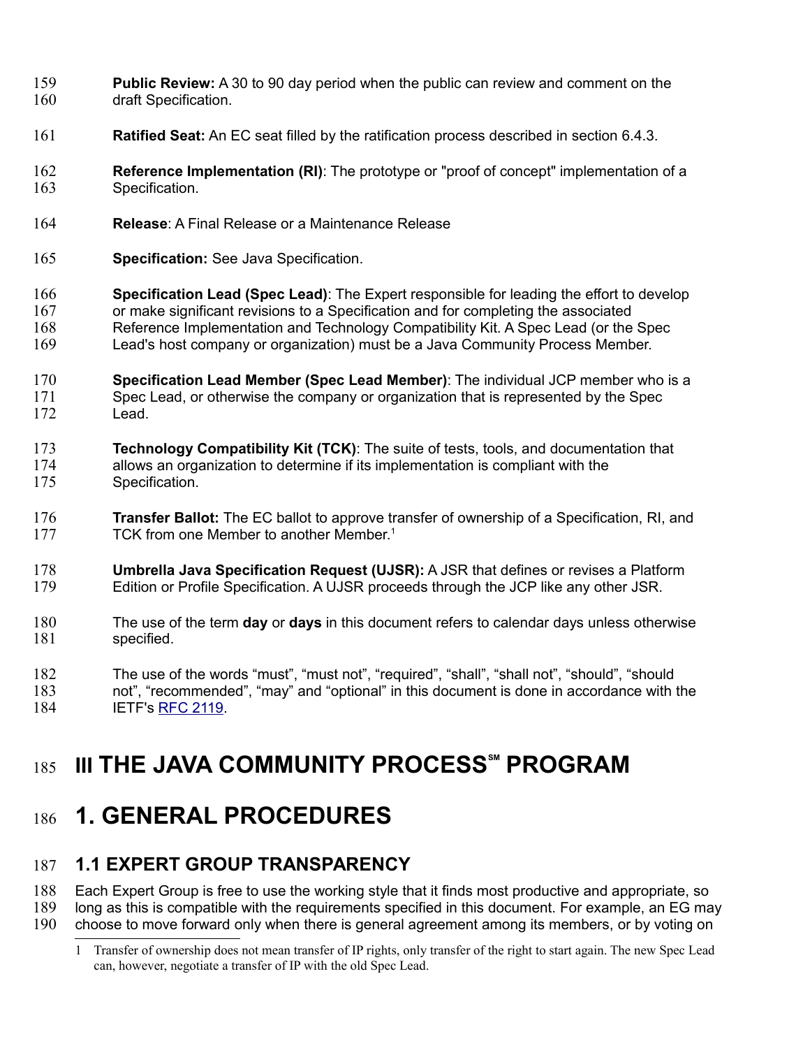**Public Review:** A 30 to 90 day period when the public can review and comment on the draft Specification.

**Ratified Seat:** An EC seat filled by the ratification process described in section 6.4.3.

**Reference Implementation (RI)**: The prototype or "proof of concept" implementation of a Specification.

**Release**: A Final Release or a Maintenance Release

**Specification:** See Java Specification.

**Specification Lead (Spec Lead)**: The Expert responsible for leading the effort to develop or make significant revisions to a Specification and for completing the associated Reference Implementation and Technology Compatibility Kit. A Spec Lead (or the Spec Lead's host company or organization) must be a Java Community Process Member.

**Specification Lead Member (Spec Lead Member)**: The individual JCP member who is a Spec Lead, or otherwise the company or organization that is represented by the Spec Lead.

**Technology Compatibility Kit (TCK)**: The suite of tests, tools, and documentation that allows an organization to determine if its implementation is compliant with the Specification.

**Transfer Ballot:** The EC ballot to approve transfer of ownership of a Specification, RI, and TCK from one Member to another Member.[1]

**Umbrella Java Specification Request (UJSR):** A JSR that defines or revises a Platform Edition or Profile Specification. A UJSR proceeds through the JCP like any other JSR.

The use of the term **day** or **days** in this document refers to calendar days unless otherwise specified.

The use of the words "must", "must not", "required", "shall", "shall not", "should", "should not", "recommended", "may" and "optional" in this document is done in accordance with the IETF's RFC 2119.

# III THE JAVA COMMUNITY PROCESS℠ PROGRAM

# 1. GENERAL PROCEDURES

## 1.1 EXPERT GROUP TRANSPARENCY

Each Expert Group is free to use the working style that it finds most productive and appropriate, so long as this is compatible with the requirements specified in this document. For example, an EG may choose to move forward only when there is general agreement among its members, or by voting on

---

[1] Transfer of ownership does not mean transfer of IP rights, only transfer of the right to start again. The new Spec Lead can, however, negotiate a transfer of IP with the old Spec Lead.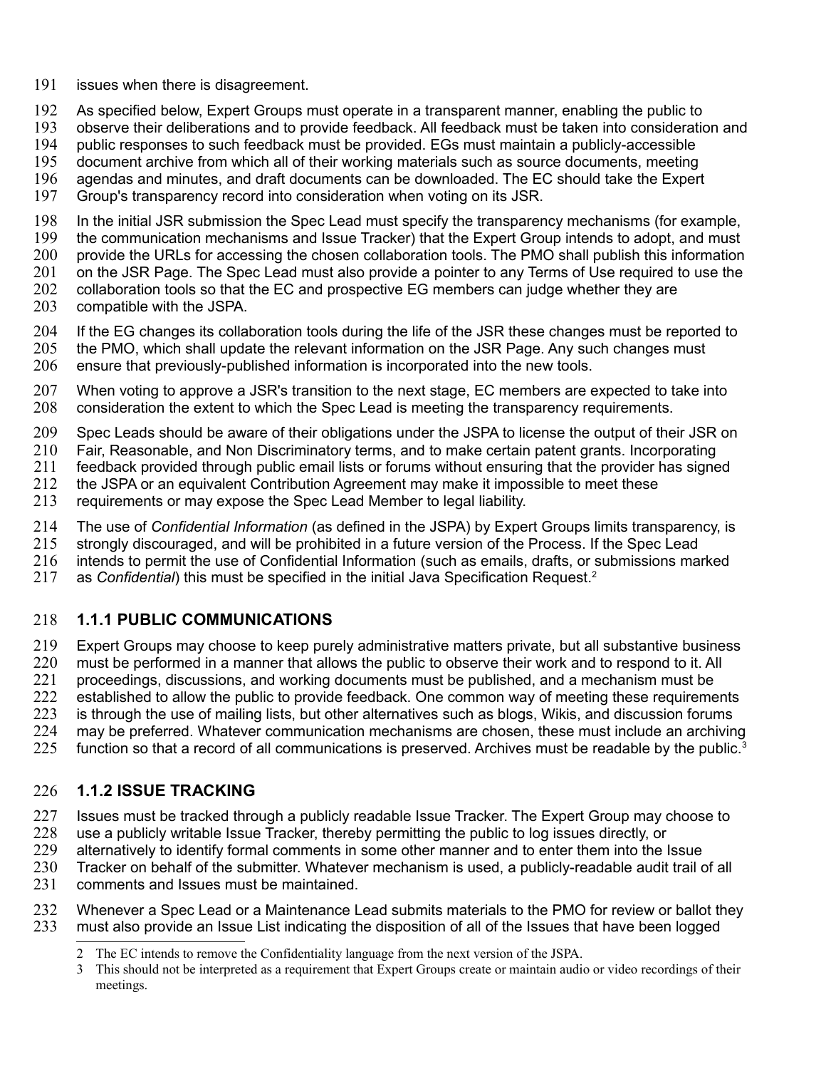issues when there is disagreement.

As specified below, Expert Groups must operate in a transparent manner, enabling the public to observe their deliberations and to provide feedback. All feedback must be taken into consideration and public responses to such feedback must be provided. EGs must maintain a publicly-accessible document archive from which all of their working materials such as source documents, meeting agendas and minutes, and draft documents can be downloaded. The EC should take the Expert Group's transparency record into consideration when voting on its JSR.

In the initial JSR submission the Spec Lead must specify the transparency mechanisms (for example, the communication mechanisms and Issue Tracker) that the Expert Group intends to adopt, and must provide the URLs for accessing the chosen collaboration tools. The PMO shall publish this information on the JSR Page. The Spec Lead must also provide a pointer to any Terms of Use required to use the collaboration tools so that the EC and prospective EG members can judge whether they are compatible with the JSPA.

If the EG changes its collaboration tools during the life of the JSR these changes must be reported to the PMO, which shall update the relevant information on the JSR Page. Any such changes must ensure that previously-published information is incorporated into the new tools.

When voting to approve a JSR's transition to the next stage, EC members are expected to take into consideration the extent to which the Spec Lead is meeting the transparency requirements.

Spec Leads should be aware of their obligations under the JSPA to license the output of their JSR on Fair, Reasonable, and Non Discriminatory terms, and to make certain patent grants. Incorporating feedback provided through public email lists or forums without ensuring that the provider has signed the JSPA or an equivalent Contribution Agreement may make it impossible to meet these requirements or may expose the Spec Lead Member to legal liability.

The use of *Confidential Information* (as defined in the JSPA) by Expert Groups limits transparency, is strongly discouraged, and will be prohibited in a future version of the Process. If the Spec Lead intends to permit the use of Confidential Information (such as emails, drafts, or submissions marked as *Confidential*) this must be specified in the initial Java Specification Request.[2]

### 1.1.1 PUBLIC COMMUNICATIONS

Expert Groups may choose to keep purely administrative matters private, but all substantive business must be performed in a manner that allows the public to observe their work and to respond to it. All proceedings, discussions, and working documents must be published, and a mechanism must be established to allow the public to provide feedback. One common way of meeting these requirements is through the use of mailing lists, but other alternatives such as blogs, Wikis, and discussion forums may be preferred. Whatever communication mechanisms are chosen, these must include an archiving function so that a record of all communications is preserved. Archives must be readable by the public.[3]

### 1.1.2 ISSUE TRACKING

Issues must be tracked through a publicly readable Issue Tracker. The Expert Group may choose to use a publicly writable Issue Tracker, thereby permitting the public to log issues directly, or alternatively to identify formal comments in some other manner and to enter them into the Issue Tracker on behalf of the submitter. Whatever mechanism is used, a publicly-readable audit trail of all comments and Issues must be maintained.

Whenever a Spec Lead or a Maintenance Lead submits materials to the PMO for review or ballot they must also provide an Issue List indicating the disposition of all of the Issues that have been logged

---

[2] The EC intends to remove the Confidentiality language from the next version of the JSPA.

[3] This should not be interpreted as a requirement that Expert Groups create or maintain audio or video recordings of their meetings.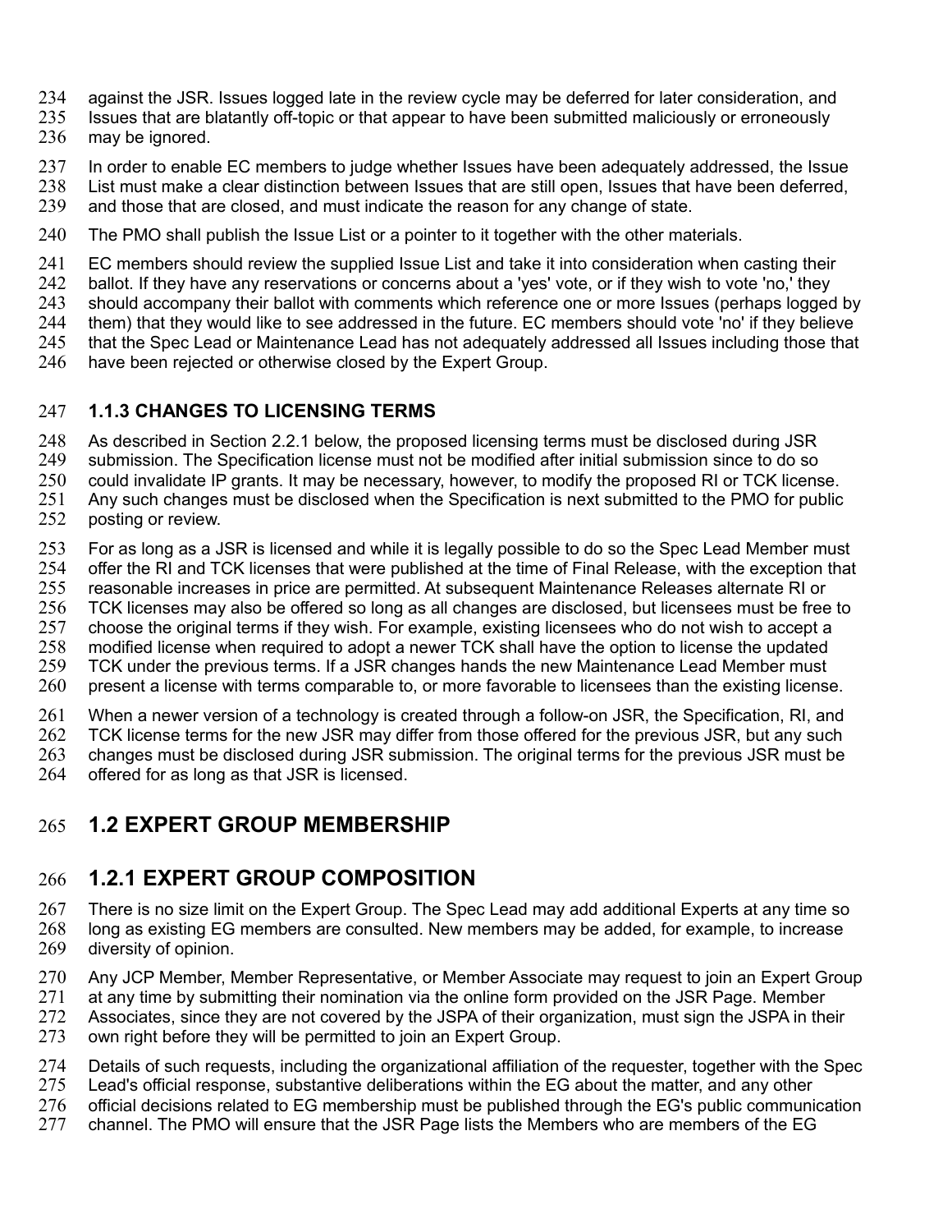against the JSR. Issues logged late in the review cycle may be deferred for later consideration, and Issues that are blatantly off-topic or that appear to have been submitted maliciously or erroneously may be ignored.

In order to enable EC members to judge whether Issues have been adequately addressed, the Issue List must make a clear distinction between Issues that are still open, Issues that have been deferred, and those that are closed, and must indicate the reason for any change of state.

The PMO shall publish the Issue List or a pointer to it together with the other materials.

EC members should review the supplied Issue List and take it into consideration when casting their ballot. If they have any reservations or concerns about a 'yes' vote, or if they wish to vote 'no,' they should accompany their ballot with comments which reference one or more Issues (perhaps logged by them) that they would like to see addressed in the future. EC members should vote 'no' if they believe that the Spec Lead or Maintenance Lead has not adequately addressed all Issues including those that have been rejected or otherwise closed by the Expert Group.

### 1.1.3 CHANGES TO LICENSING TERMS

As described in Section 2.2.1 below, the proposed licensing terms must be disclosed during JSR submission. The Specification license must not be modified after initial submission since to do so could invalidate IP grants. It may be necessary, however, to modify the proposed RI or TCK license. Any such changes must be disclosed when the Specification is next submitted to the PMO for public posting or review.

For as long as a JSR is licensed and while it is legally possible to do so the Spec Lead Member must offer the RI and TCK licenses that were published at the time of Final Release, with the exception that reasonable increases in price are permitted. At subsequent Maintenance Releases alternate RI or TCK licenses may also be offered so long as all changes are disclosed, but licensees must be free to choose the original terms if they wish. For example, existing licensees who do not wish to accept a modified license when required to adopt a newer TCK shall have the option to license the updated TCK under the previous terms. If a JSR changes hands the new Maintenance Lead Member must present a license with terms comparable to, or more favorable to licensees than the existing license.

When a newer version of a technology is created through a follow-on JSR, the Specification, RI, and TCK license terms for the new JSR may differ from those offered for the previous JSR, but any such changes must be disclosed during JSR submission. The original terms for the previous JSR must be offered for as long as that JSR is licensed.

## 1.2 EXPERT GROUP MEMBERSHIP

## 1.2.1 EXPERT GROUP COMPOSITION

There is no size limit on the Expert Group. The Spec Lead may add additional Experts at any time so long as existing EG members are consulted. New members may be added, for example, to increase diversity of opinion.

Any JCP Member, Member Representative, or Member Associate may request to join an Expert Group at any time by submitting their nomination via the online form provided on the JSR Page. Member Associates, since they are not covered by the JSPA of their organization, must sign the JSPA in their own right before they will be permitted to join an Expert Group.

Details of such requests, including the organizational affiliation of the requester, together with the Spec Lead's official response, substantive deliberations within the EG about the matter, and any other official decisions related to EG membership must be published through the EG's public communication channel. The PMO will ensure that the JSR Page lists the Members who are members of the EG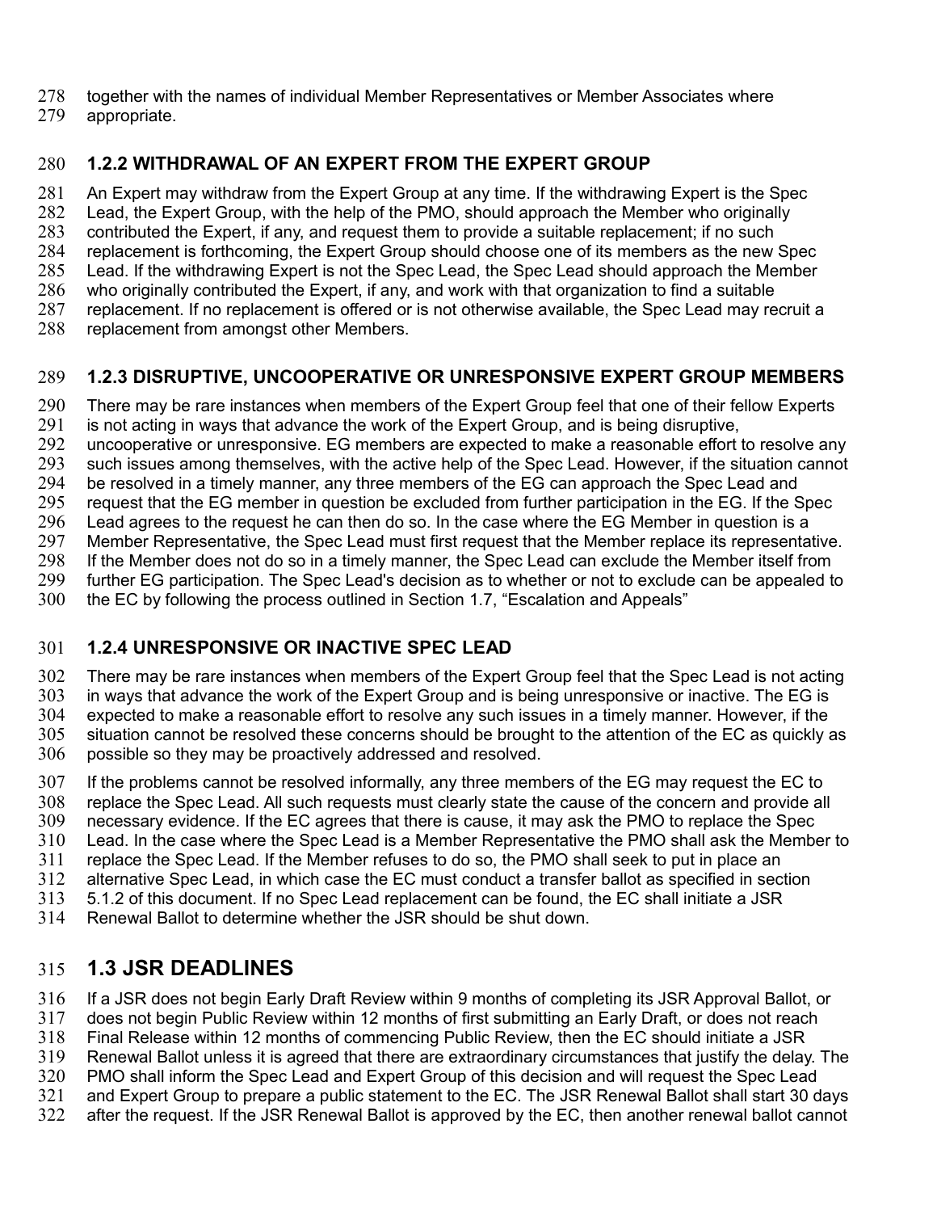together with the names of individual Member Representatives or Member Associates where appropriate.

### 1.2.2 WITHDRAWAL OF AN EXPERT FROM THE EXPERT GROUP

An Expert may withdraw from the Expert Group at any time. If the withdrawing Expert is the Spec Lead, the Expert Group, with the help of the PMO, should approach the Member who originally contributed the Expert, if any, and request them to provide a suitable replacement; if no such replacement is forthcoming, the Expert Group should choose one of its members as the new Spec Lead. If the withdrawing Expert is not the Spec Lead, the Spec Lead should approach the Member who originally contributed the Expert, if any, and work with that organization to find a suitable replacement. If no replacement is offered or is not otherwise available, the Spec Lead may recruit a replacement from amongst other Members.

### 1.2.3 DISRUPTIVE, UNCOOPERATIVE OR UNRESPONSIVE EXPERT GROUP MEMBERS

There may be rare instances when members of the Expert Group feel that one of their fellow Experts is not acting in ways that advance the work of the Expert Group, and is being disruptive, uncooperative or unresponsive. EG members are expected to make a reasonable effort to resolve any such issues among themselves, with the active help of the Spec Lead. However, if the situation cannot be resolved in a timely manner, any three members of the EG can approach the Spec Lead and request that the EG member in question be excluded from further participation in the EG. If the Spec Lead agrees to the request he can then do so. In the case where the EG Member in question is a Member Representative, the Spec Lead must first request that the Member replace its representative. If the Member does not do so in a timely manner, the Spec Lead can exclude the Member itself from further EG participation. The Spec Lead's decision as to whether or not to exclude can be appealed to the EC by following the process outlined in Section 1.7, “Escalation and Appeals”

### 1.2.4 UNRESPONSIVE OR INACTIVE SPEC LEAD

There may be rare instances when members of the Expert Group feel that the Spec Lead is not acting in ways that advance the work of the Expert Group and is being unresponsive or inactive. The EG is expected to make a reasonable effort to resolve any such issues in a timely manner. However, if the situation cannot be resolved these concerns should be brought to the attention of the EC as quickly as possible so they may be proactively addressed and resolved.

If the problems cannot be resolved informally, any three members of the EG may request the EC to replace the Spec Lead. All such requests must clearly state the cause of the concern and provide all necessary evidence. If the EC agrees that there is cause, it may ask the PMO to replace the Spec Lead. In the case where the Spec Lead is a Member Representative the PMO shall ask the Member to replace the Spec Lead. If the Member refuses to do so, the PMO shall seek to put in place an alternative Spec Lead, in which case the EC must conduct a transfer ballot as specified in section 5.1.2 of this document. If no Spec Lead replacement can be found, the EC shall initiate a JSR Renewal Ballot to determine whether the JSR should be shut down.

## 1.3 JSR DEADLINES

If a JSR does not begin Early Draft Review within 9 months of completing its JSR Approval Ballot, or does not begin Public Review within 12 months of first submitting an Early Draft, or does not reach Final Release within 12 months of commencing Public Review, then the EC should initiate a JSR Renewal Ballot unless it is agreed that there are extraordinary circumstances that justify the delay. The PMO shall inform the Spec Lead and Expert Group of this decision and will request the Spec Lead and Expert Group to prepare a public statement to the EC. The JSR Renewal Ballot shall start 30 days after the request. If the JSR Renewal Ballot is approved by the EC, then another renewal ballot cannot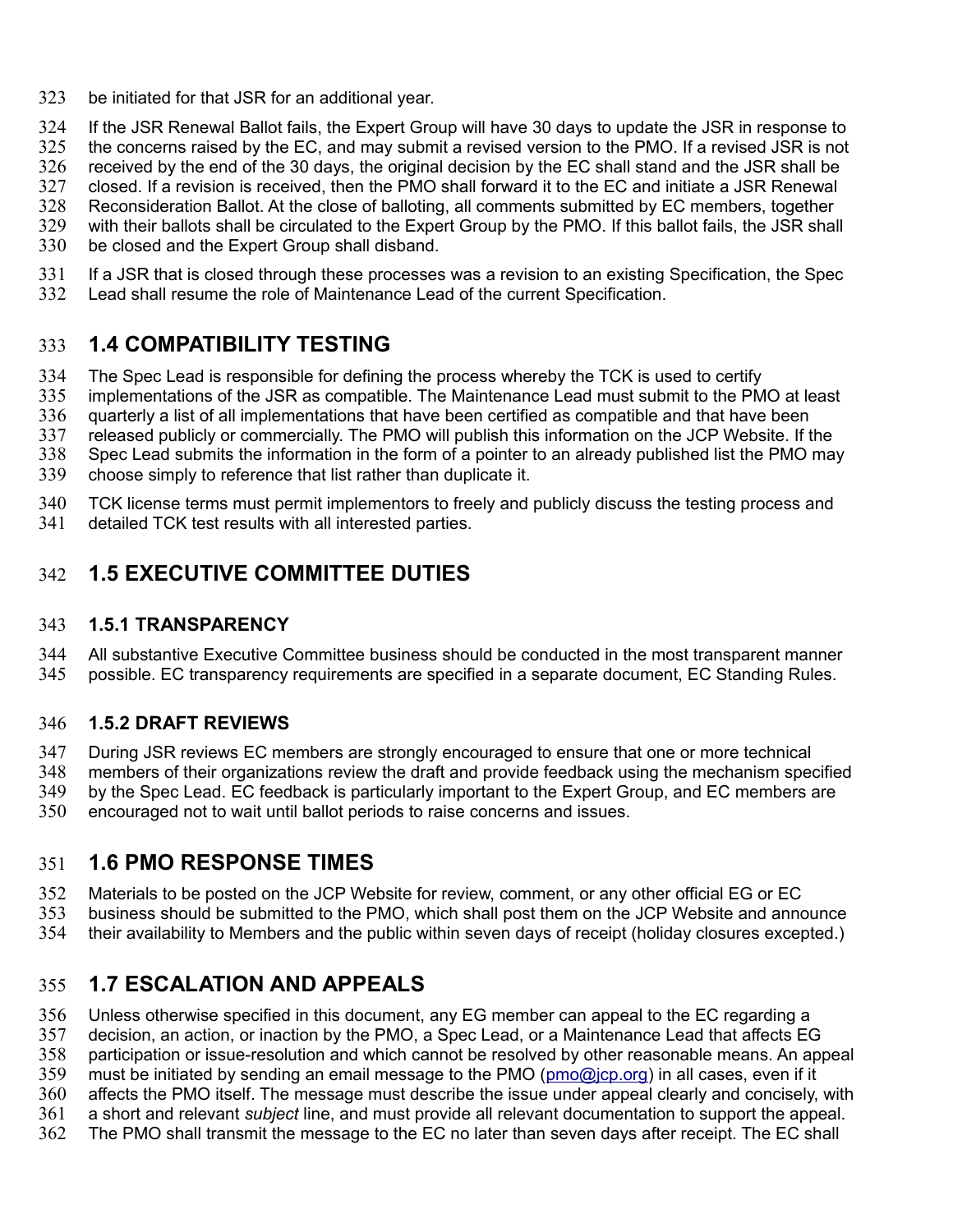be initiated for that JSR for an additional year.

If the JSR Renewal Ballot fails, the Expert Group will have 30 days to update the JSR in response to the concerns raised by the EC, and may submit a revised version to the PMO. If a revised JSR is not received by the end of the 30 days, the original decision by the EC shall stand and the JSR shall be closed. If a revision is received, then the PMO shall forward it to the EC and initiate a JSR Renewal Reconsideration Ballot. At the close of balloting, all comments submitted by EC members, together with their ballots shall be circulated to the Expert Group by the PMO. If this ballot fails, the JSR shall be closed and the Expert Group shall disband.

If a JSR that is closed through these processes was a revision to an existing Specification, the Spec Lead shall resume the role of Maintenance Lead of the current Specification.

## 1.4 COMPATIBILITY TESTING

The Spec Lead is responsible for defining the process whereby the TCK is used to certify implementations of the JSR as compatible. The Maintenance Lead must submit to the PMO at least quarterly a list of all implementations that have been certified as compatible and that have been released publicly or commercially. The PMO will publish this information on the JCP Website. If the Spec Lead submits the information in the form of a pointer to an already published list the PMO may choose simply to reference that list rather than duplicate it.

TCK license terms must permit implementors to freely and publicly discuss the testing process and detailed TCK test results with all interested parties.

## 1.5 EXECUTIVE COMMITTEE DUTIES

### 1.5.1 TRANSPARENCY

All substantive Executive Committee business should be conducted in the most transparent manner possible. EC transparency requirements are specified in a separate document, EC Standing Rules.

### 1.5.2 DRAFT REVIEWS

During JSR reviews EC members are strongly encouraged to ensure that one or more technical members of their organizations review the draft and provide feedback using the mechanism specified by the Spec Lead. EC feedback is particularly important to the Expert Group, and EC members are encouraged not to wait until ballot periods to raise concerns and issues.

## 1.6 PMO RESPONSE TIMES

Materials to be posted on the JCP Website for review, comment, or any other official EG or EC business should be submitted to the PMO, which shall post them on the JCP Website and announce their availability to Members and the public within seven days of receipt (holiday closures excepted.)

## 1.7 ESCALATION AND APPEALS

Unless otherwise specified in this document, any EG member can appeal to the EC regarding a decision, an action, or inaction by the PMO, a Spec Lead, or a Maintenance Lead that affects EG participation or issue-resolution and which cannot be resolved by other reasonable means. An appeal must be initiated by sending an email message to the PMO (pmo@jcp.org) in all cases, even if it affects the PMO itself. The message must describe the issue under appeal clearly and concisely, with a short and relevant *subject* line, and must provide all relevant documentation to support the appeal. The PMO shall transmit the message to the EC no later than seven days after receipt. The EC shall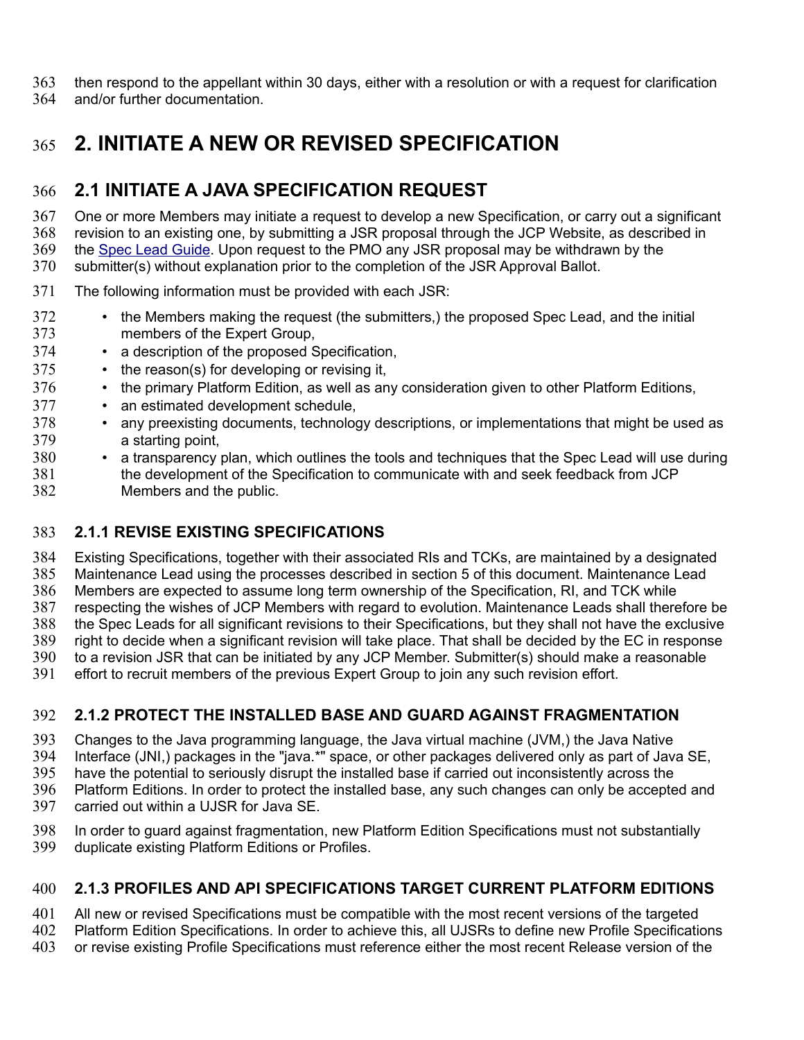then respond to the appellant within 30 days, either with a resolution or with a request for clarification and/or further documentation.

# 2. INITIATE A NEW OR REVISED SPECIFICATION

## 2.1 INITIATE A JAVA SPECIFICATION REQUEST

One or more Members may initiate a request to develop a new Specification, or carry out a significant revision to an existing one, by submitting a JSR proposal through the JCP Website, as described in the Spec Lead Guide. Upon request to the PMO any JSR proposal may be withdrawn by the submitter(s) without explanation prior to the completion of the JSR Approval Ballot.

The following information must be provided with each JSR:

- the Members making the request (the submitters,) the proposed Spec Lead, and the initial members of the Expert Group,
- a description of the proposed Specification,
- the reason(s) for developing or revising it,
- the primary Platform Edition, as well as any consideration given to other Platform Editions,
- an estimated development schedule,
- any preexisting documents, technology descriptions, or implementations that might be used as a starting point,
- a transparency plan, which outlines the tools and techniques that the Spec Lead will use during the development of the Specification to communicate with and seek feedback from JCP Members and the public.

### 2.1.1 REVISE EXISTING SPECIFICATIONS

Existing Specifications, together with their associated RIs and TCKs, are maintained by a designated Maintenance Lead using the processes described in section 5 of this document. Maintenance Lead Members are expected to assume long term ownership of the Specification, RI, and TCK while respecting the wishes of JCP Members with regard to evolution. Maintenance Leads shall therefore be the Spec Leads for all significant revisions to their Specifications, but they shall not have the exclusive right to decide when a significant revision will take place. That shall be decided by the EC in response to a revision JSR that can be initiated by any JCP Member. Submitter(s) should make a reasonable effort to recruit members of the previous Expert Group to join any such revision effort.

### 2.1.2 PROTECT THE INSTALLED BASE AND GUARD AGAINST FRAGMENTATION

Changes to the Java programming language, the Java virtual machine (JVM,) the Java Native Interface (JNI,) packages in the "java.*" space, or other packages delivered only as part of Java SE, have the potential to seriously disrupt the installed base if carried out inconsistently across the Platform Editions. In order to protect the installed base, any such changes can only be accepted and carried out within a UJSR for Java SE.

In order to guard against fragmentation, new Platform Edition Specifications must not substantially duplicate existing Platform Editions or Profiles.

### 2.1.3 PROFILES AND API SPECIFICATIONS TARGET CURRENT PLATFORM EDITIONS

All new or revised Specifications must be compatible with the most recent versions of the targeted Platform Edition Specifications. In order to achieve this, all UJSRs to define new Profile Specifications or revise existing Profile Specifications must reference either the most recent Release version of the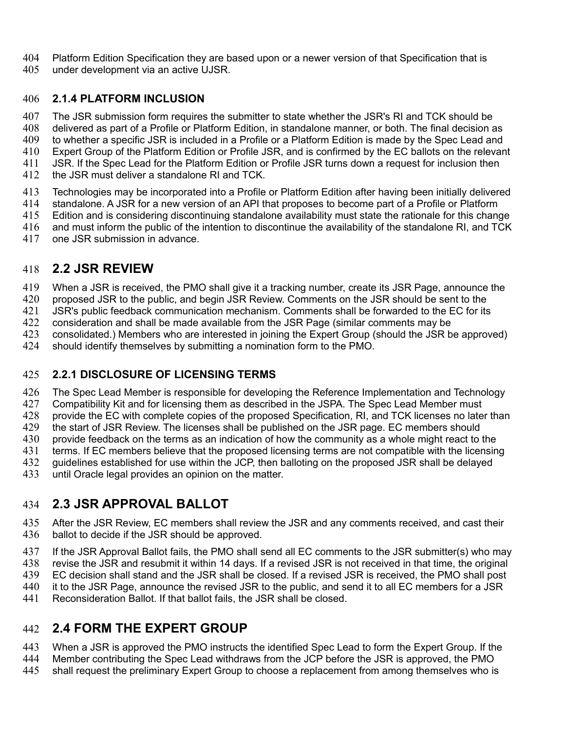Platform Edition Specification they are based upon or a newer version of that Specification that is under development via an active UJSR.

### 2.1.4 PLATFORM INCLUSION

The JSR submission form requires the submitter to state whether the JSR's RI and TCK should be delivered as part of a Profile or Platform Edition, in standalone manner, or both. The final decision as to whether a specific JSR is included in a Profile or a Platform Edition is made by the Spec Lead and Expert Group of the Platform Edition or Profile JSR, and is confirmed by the EC ballots on the relevant JSR. If the Spec Lead for the Platform Edition or Profile JSR turns down a request for inclusion then the JSR must deliver a standalone RI and TCK.

Technologies may be incorporated into a Profile or Platform Edition after having been initially delivered standalone. A JSR for a new version of an API that proposes to become part of a Profile or Platform Edition and is considering discontinuing standalone availability must state the rationale for this change and must inform the public of the intention to discontinue the availability of the standalone RI, and TCK one JSR submission in advance.

## 2.2 JSR REVIEW

When a JSR is received, the PMO shall give it a tracking number, create its JSR Page, announce the proposed JSR to the public, and begin JSR Review. Comments on the JSR should be sent to the JSR's public feedback communication mechanism. Comments shall be forwarded to the EC for its consideration and shall be made available from the JSR Page (similar comments may be consolidated.) Members who are interested in joining the Expert Group (should the JSR be approved) should identify themselves by submitting a nomination form to the PMO.

### 2.2.1 DISCLOSURE OF LICENSING TERMS

The Spec Lead Member is responsible for developing the Reference Implementation and Technology Compatibility Kit and for licensing them as described in the JSPA. The Spec Lead Member must provide the EC with complete copies of the proposed Specification, RI, and TCK licenses no later than the start of JSR Review. The licenses shall be published on the JSR page. EC members should provide feedback on the terms as an indication of how the community as a whole might react to the terms. If EC members believe that the proposed licensing terms are not compatible with the licensing guidelines established for use within the JCP, then balloting on the proposed JSR shall be delayed until Oracle legal provides an opinion on the matter.

## 2.3 JSR APPROVAL BALLOT

After the JSR Review, EC members shall review the JSR and any comments received, and cast their ballot to decide if the JSR should be approved.

If the JSR Approval Ballot fails, the PMO shall send all EC comments to the JSR submitter(s) who may revise the JSR and resubmit it within 14 days. If a revised JSR is not received in that time, the original EC decision shall stand and the JSR shall be closed. If a revised JSR is received, the PMO shall post it to the JSR Page, announce the revised JSR to the public, and send it to all EC members for a JSR Reconsideration Ballot. If that ballot fails, the JSR shall be closed.

## 2.4 FORM THE EXPERT GROUP

When a JSR is approved the PMO instructs the identified Spec Lead to form the Expert Group. If the Member contributing the Spec Lead withdraws from the JCP before the JSR is approved, the PMO shall request the preliminary Expert Group to choose a replacement from among themselves who is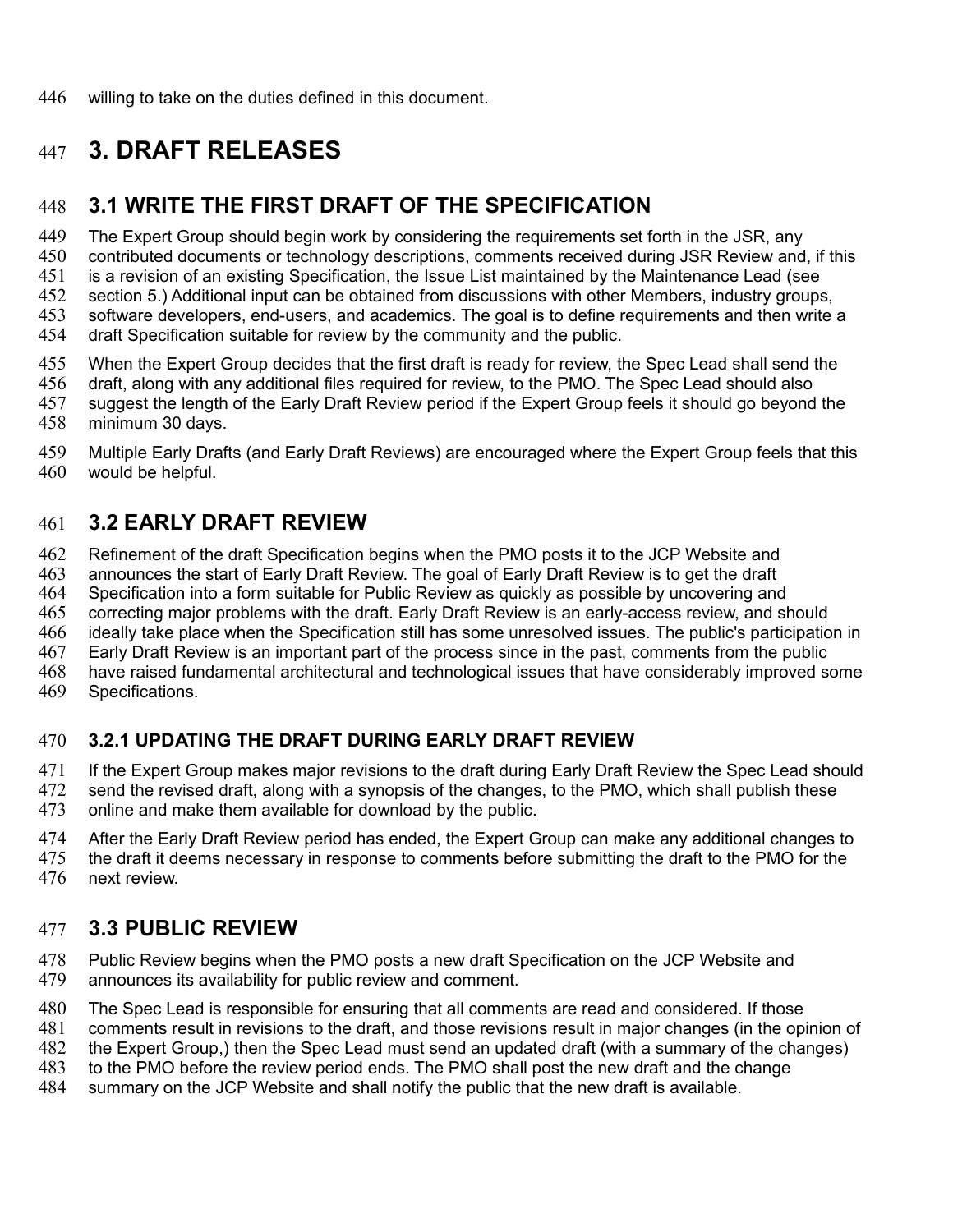willing to take on the duties defined in this document.

# 3. DRAFT RELEASES

## 3.1 WRITE THE FIRST DRAFT OF THE SPECIFICATION

The Expert Group should begin work by considering the requirements set forth in the JSR, any contributed documents or technology descriptions, comments received during JSR Review and, if this is a revision of an existing Specification, the Issue List maintained by the Maintenance Lead (see section 5.) Additional input can be obtained from discussions with other Members, industry groups, software developers, end-users, and academics. The goal is to define requirements and then write a draft Specification suitable for review by the community and the public.

When the Expert Group decides that the first draft is ready for review, the Spec Lead shall send the draft, along with any additional files required for review, to the PMO. The Spec Lead should also suggest the length of the Early Draft Review period if the Expert Group feels it should go beyond the minimum 30 days.

Multiple Early Drafts (and Early Draft Reviews) are encouraged where the Expert Group feels that this would be helpful.

## 3.2 EARLY DRAFT REVIEW

Refinement of the draft Specification begins when the PMO posts it to the JCP Website and announces the start of Early Draft Review. The goal of Early Draft Review is to get the draft Specification into a form suitable for Public Review as quickly as possible by uncovering and correcting major problems with the draft. Early Draft Review is an early-access review, and should ideally take place when the Specification still has some unresolved issues. The public's participation in Early Draft Review is an important part of the process since in the past, comments from the public have raised fundamental architectural and technological issues that have considerably improved some Specifications.

### 3.2.1 UPDATING THE DRAFT DURING EARLY DRAFT REVIEW

If the Expert Group makes major revisions to the draft during Early Draft Review the Spec Lead should send the revised draft, along with a synopsis of the changes, to the PMO, which shall publish these online and make them available for download by the public.

After the Early Draft Review period has ended, the Expert Group can make any additional changes to the draft it deems necessary in response to comments before submitting the draft to the PMO for the next review.

## 3.3 PUBLIC REVIEW

Public Review begins when the PMO posts a new draft Specification on the JCP Website and announces its availability for public review and comment.

The Spec Lead is responsible for ensuring that all comments are read and considered. If those comments result in revisions to the draft, and those revisions result in major changes (in the opinion of the Expert Group,) then the Spec Lead must send an updated draft (with a summary of the changes) to the PMO before the review period ends. The PMO shall post the new draft and the change summary on the JCP Website and shall notify the public that the new draft is available.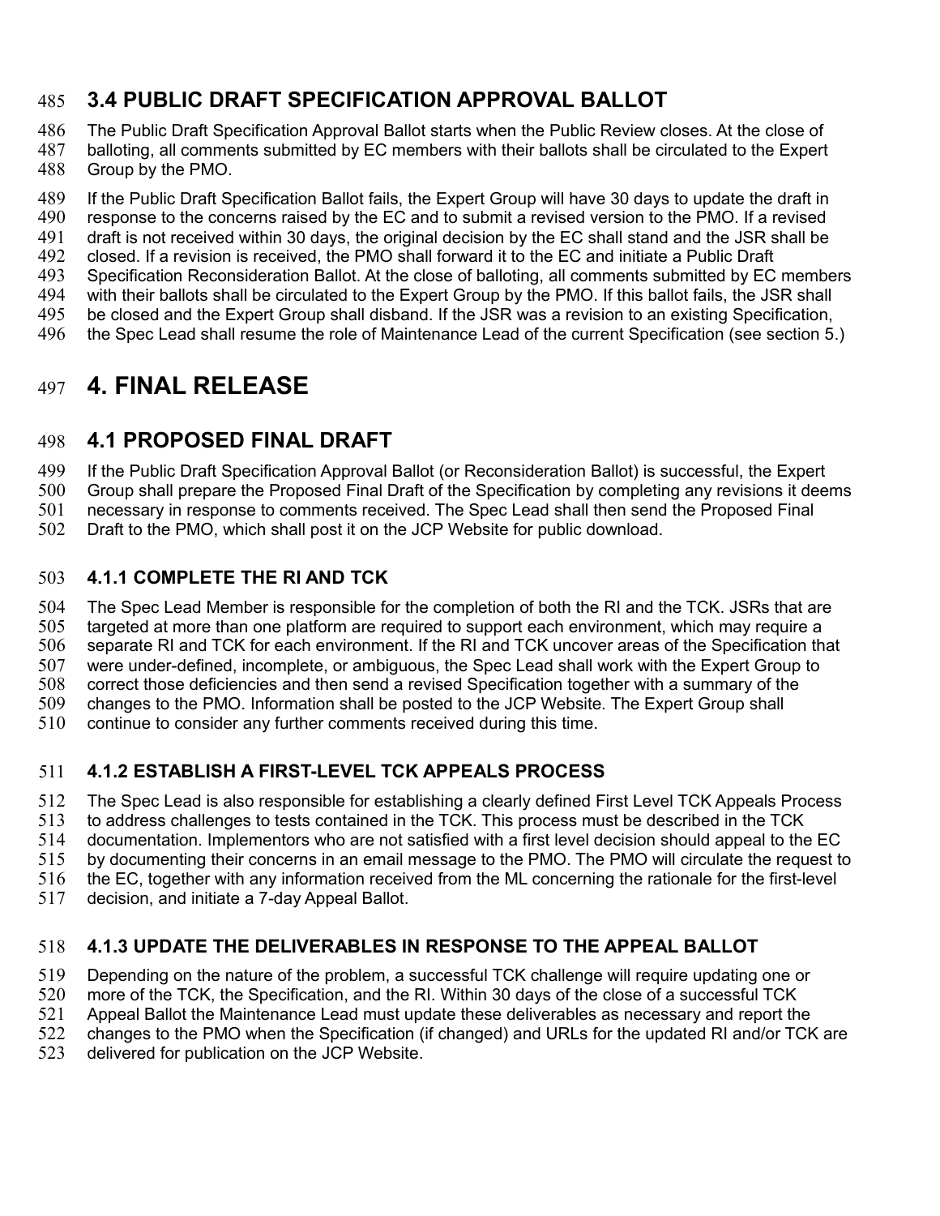## 3.4 PUBLIC DRAFT SPECIFICATION APPROVAL BALLOT

The Public Draft Specification Approval Ballot starts when the Public Review closes. At the close of balloting, all comments submitted by EC members with their ballots shall be circulated to the Expert Group by the PMO.

If the Public Draft Specification Ballot fails, the Expert Group will have 30 days to update the draft in response to the concerns raised by the EC and to submit a revised version to the PMO. If a revised draft is not received within 30 days, the original decision by the EC shall stand and the JSR shall be closed. If a revision is received, the PMO shall forward it to the EC and initiate a Public Draft Specification Reconsideration Ballot. At the close of balloting, all comments submitted by EC members with their ballots shall be circulated to the Expert Group by the PMO. If this ballot fails, the JSR shall be closed and the Expert Group shall disband. If the JSR was a revision to an existing Specification, the Spec Lead shall resume the role of Maintenance Lead of the current Specification (see section 5.)

# 4. FINAL RELEASE

## 4.1 PROPOSED FINAL DRAFT

If the Public Draft Specification Approval Ballot (or Reconsideration Ballot) is successful, the Expert Group shall prepare the Proposed Final Draft of the Specification by completing any revisions it deems necessary in response to comments received. The Spec Lead shall then send the Proposed Final Draft to the PMO, which shall post it on the JCP Website for public download.

### 4.1.1 COMPLETE THE RI AND TCK

The Spec Lead Member is responsible for the completion of both the RI and the TCK. JSRs that are targeted at more than one platform are required to support each environment, which may require a separate RI and TCK for each environment. If the RI and TCK uncover areas of the Specification that were under-defined, incomplete, or ambiguous, the Spec Lead shall work with the Expert Group to correct those deficiencies and then send a revised Specification together with a summary of the changes to the PMO. Information shall be posted to the JCP Website. The Expert Group shall continue to consider any further comments received during this time.

### 4.1.2 ESTABLISH A FIRST-LEVEL TCK APPEALS PROCESS

The Spec Lead is also responsible for establishing a clearly defined First Level TCK Appeals Process to address challenges to tests contained in the TCK. This process must be described in the TCK documentation. Implementors who are not satisfied with a first level decision should appeal to the EC by documenting their concerns in an email message to the PMO. The PMO will circulate the request to the EC, together with any information received from the ML concerning the rationale for the first-level decision, and initiate a 7-day Appeal Ballot.

### 4.1.3 UPDATE THE DELIVERABLES IN RESPONSE TO THE APPEAL BALLOT

Depending on the nature of the problem, a successful TCK challenge will require updating one or more of the TCK, the Specification, and the RI. Within 30 days of the close of a successful TCK Appeal Ballot the Maintenance Lead must update these deliverables as necessary and report the changes to the PMO when the Specification (if changed) and URLs for the updated RI and/or TCK are delivered for publication on the JCP Website.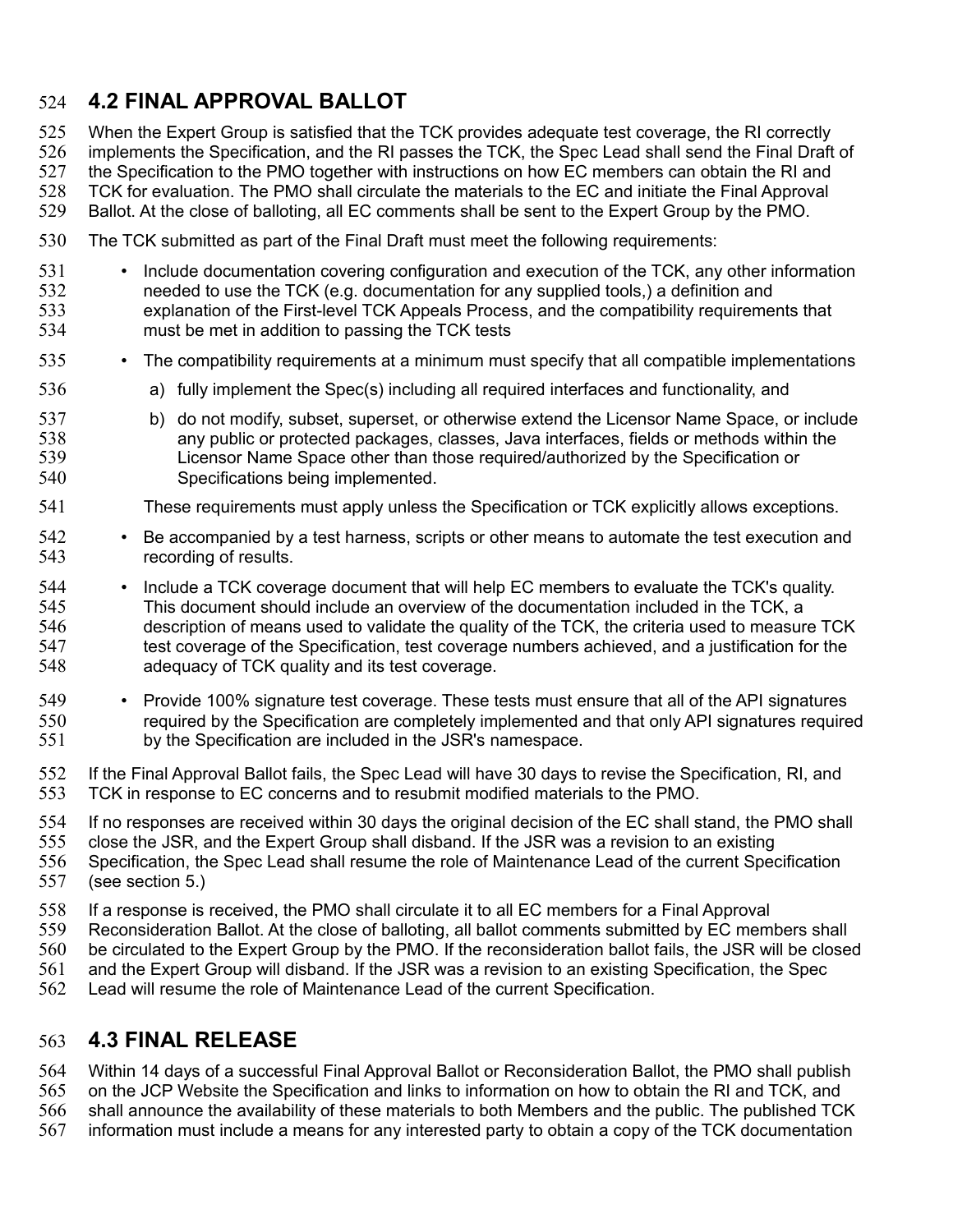## 4.2 FINAL APPROVAL BALLOT

When the Expert Group is satisfied that the TCK provides adequate test coverage, the RI correctly implements the Specification, and the RI passes the TCK, the Spec Lead shall send the Final Draft of the Specification to the PMO together with instructions on how EC members can obtain the RI and TCK for evaluation. The PMO shall circulate the materials to the EC and initiate the Final Approval Ballot. At the close of balloting, all EC comments shall be sent to the Expert Group by the PMO.

The TCK submitted as part of the Final Draft must meet the following requirements:

- Include documentation covering configuration and execution of the TCK, any other information needed to use the TCK (e.g. documentation for any supplied tools,) a definition and explanation of the First-level TCK Appeals Process, and the compatibility requirements that must be met in addition to passing the TCK tests
- The compatibility requirements at a minimum must specify that all compatible implementations
  a) fully implement the Spec(s) including all required interfaces and functionality, and
  b) do not modify, subset, superset, or otherwise extend the Licensor Name Space, or include any public or protected packages, classes, Java interfaces, fields or methods within the Licensor Name Space other than those required/authorized by the Specification or Specifications being implemented.

  These requirements must apply unless the Specification or TCK explicitly allows exceptions.
- Be accompanied by a test harness, scripts or other means to automate the test execution and recording of results.
- Include a TCK coverage document that will help EC members to evaluate the TCK's quality. This document should include an overview of the documentation included in the TCK, a description of means used to validate the quality of the TCK, the criteria used to measure TCK test coverage of the Specification, test coverage numbers achieved, and a justification for the adequacy of TCK quality and its test coverage.
- Provide 100% signature test coverage. These tests must ensure that all of the API signatures required by the Specification are completely implemented and that only API signatures required by the Specification are included in the JSR's namespace.

If the Final Approval Ballot fails, the Spec Lead will have 30 days to revise the Specification, RI, and TCK in response to EC concerns and to resubmit modified materials to the PMO.

If no responses are received within 30 days the original decision of the EC shall stand, the PMO shall close the JSR, and the Expert Group shall disband. If the JSR was a revision to an existing Specification, the Spec Lead shall resume the role of Maintenance Lead of the current Specification (see section 5.)

If a response is received, the PMO shall circulate it to all EC members for a Final Approval Reconsideration Ballot. At the close of balloting, all ballot comments submitted by EC members shall be circulated to the Expert Group by the PMO. If the reconsideration ballot fails, the JSR will be closed and the Expert Group will disband. If the JSR was a revision to an existing Specification, the Spec Lead will resume the role of Maintenance Lead of the current Specification.

## 4.3 FINAL RELEASE

Within 14 days of a successful Final Approval Ballot or Reconsideration Ballot, the PMO shall publish on the JCP Website the Specification and links to information on how to obtain the RI and TCK, and shall announce the availability of these materials to both Members and the public. The published TCK information must include a means for any interested party to obtain a copy of the TCK documentation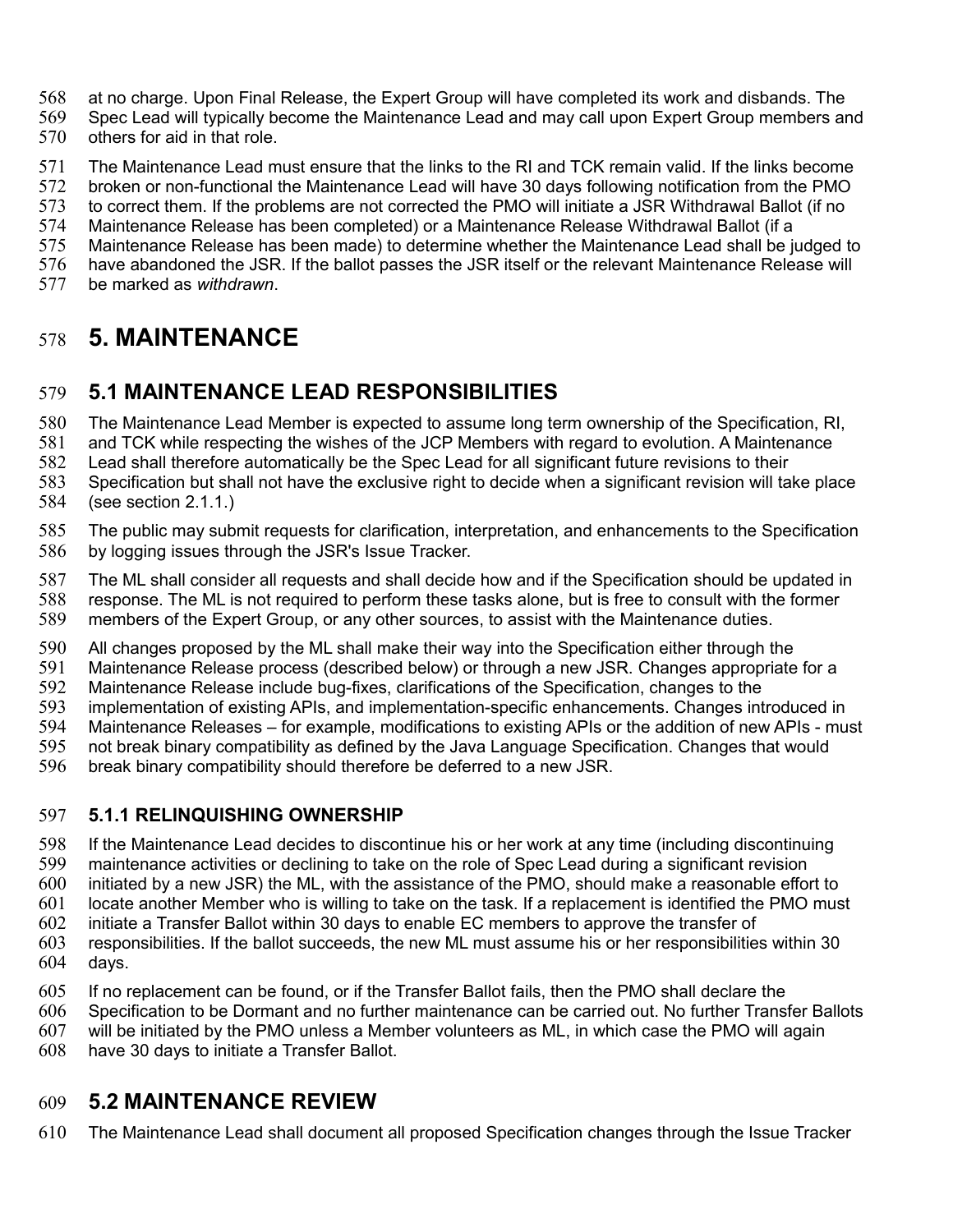at no charge. Upon Final Release, the Expert Group will have completed its work and disbands. The Spec Lead will typically become the Maintenance Lead and may call upon Expert Group members and others for aid in that role.

The Maintenance Lead must ensure that the links to the RI and TCK remain valid. If the links become broken or non-functional the Maintenance Lead will have 30 days following notification from the PMO to correct them. If the problems are not corrected the PMO will initiate a JSR Withdrawal Ballot (if no Maintenance Release has been completed) or a Maintenance Release Withdrawal Ballot (if a Maintenance Release has been made) to determine whether the Maintenance Lead shall be judged to have abandoned the JSR. If the ballot passes the JSR itself or the relevant Maintenance Release will be marked as *withdrawn*.

# 5. MAINTENANCE

## 5.1 MAINTENANCE LEAD RESPONSIBILITIES

The Maintenance Lead Member is expected to assume long term ownership of the Specification, RI, and TCK while respecting the wishes of the JCP Members with regard to evolution. A Maintenance Lead shall therefore automatically be the Spec Lead for all significant future revisions to their Specification but shall not have the exclusive right to decide when a significant revision will take place (see section 2.1.1.)

The public may submit requests for clarification, interpretation, and enhancements to the Specification by logging issues through the JSR's Issue Tracker.

The ML shall consider all requests and shall decide how and if the Specification should be updated in response. The ML is not required to perform these tasks alone, but is free to consult with the former members of the Expert Group, or any other sources, to assist with the Maintenance duties.

All changes proposed by the ML shall make their way into the Specification either through the Maintenance Release process (described below) or through a new JSR. Changes appropriate for a Maintenance Release include bug-fixes, clarifications of the Specification, changes to the implementation of existing APIs, and implementation-specific enhancements. Changes introduced in Maintenance Releases – for example, modifications to existing APIs or the addition of new APIs - must not break binary compatibility as defined by the Java Language Specification. Changes that would break binary compatibility should therefore be deferred to a new JSR.

### 5.1.1 RELINQUISHING OWNERSHIP

If the Maintenance Lead decides to discontinue his or her work at any time (including discontinuing maintenance activities or declining to take on the role of Spec Lead during a significant revision initiated by a new JSR) the ML, with the assistance of the PMO, should make a reasonable effort to locate another Member who is willing to take on the task. If a replacement is identified the PMO must initiate a Transfer Ballot within 30 days to enable EC members to approve the transfer of responsibilities. If the ballot succeeds, the new ML must assume his or her responsibilities within 30 days.

If no replacement can be found, or if the Transfer Ballot fails, then the PMO shall declare the Specification to be Dormant and no further maintenance can be carried out. No further Transfer Ballots will be initiated by the PMO unless a Member volunteers as ML, in which case the PMO will again have 30 days to initiate a Transfer Ballot.

## 5.2 MAINTENANCE REVIEW

The Maintenance Lead shall document all proposed Specification changes through the Issue Tracker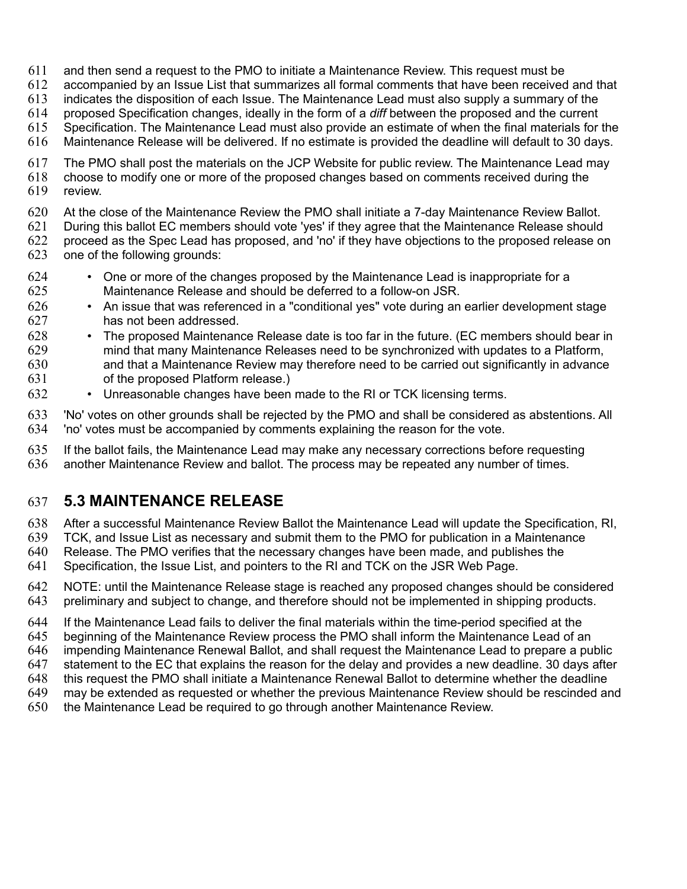and then send a request to the PMO to initiate a Maintenance Review. This request must be accompanied by an Issue List that summarizes all formal comments that have been received and that indicates the disposition of each Issue. The Maintenance Lead must also supply a summary of the proposed Specification changes, ideally in the form of a *diff* between the proposed and the current Specification. The Maintenance Lead must also provide an estimate of when the final materials for the Maintenance Release will be delivered. If no estimate is provided the deadline will default to 30 days.

The PMO shall post the materials on the JCP Website for public review. The Maintenance Lead may choose to modify one or more of the proposed changes based on comments received during the review.

At the close of the Maintenance Review the PMO shall initiate a 7-day Maintenance Review Ballot. During this ballot EC members should vote 'yes' if they agree that the Maintenance Release should proceed as the Spec Lead has proposed, and 'no' if they have objections to the proposed release on one of the following grounds:

- One or more of the changes proposed by the Maintenance Lead is inappropriate for a Maintenance Release and should be deferred to a follow-on JSR.
- An issue that was referenced in a "conditional yes" vote during an earlier development stage has not been addressed.
- The proposed Maintenance Release date is too far in the future. (EC members should bear in mind that many Maintenance Releases need to be synchronized with updates to a Platform, and that a Maintenance Review may therefore need to be carried out significantly in advance of the proposed Platform release.)
- Unreasonable changes have been made to the RI or TCK licensing terms.

'No' votes on other grounds shall be rejected by the PMO and shall be considered as abstentions. All 'no' votes must be accompanied by comments explaining the reason for the vote.

If the ballot fails, the Maintenance Lead may make any necessary corrections before requesting another Maintenance Review and ballot. The process may be repeated any number of times.

## 5.3 MAINTENANCE RELEASE

After a successful Maintenance Review Ballot the Maintenance Lead will update the Specification, RI, TCK, and Issue List as necessary and submit them to the PMO for publication in a Maintenance Release. The PMO verifies that the necessary changes have been made, and publishes the Specification, the Issue List, and pointers to the RI and TCK on the JSR Web Page.

NOTE: until the Maintenance Release stage is reached any proposed changes should be considered preliminary and subject to change, and therefore should not be implemented in shipping products.

If the Maintenance Lead fails to deliver the final materials within the time-period specified at the beginning of the Maintenance Review process the PMO shall inform the Maintenance Lead of an impending Maintenance Renewal Ballot, and shall request the Maintenance Lead to prepare a public statement to the EC that explains the reason for the delay and provides a new deadline. 30 days after this request the PMO shall initiate a Maintenance Renewal Ballot to determine whether the deadline may be extended as requested or whether the previous Maintenance Review should be rescinded and the Maintenance Lead be required to go through another Maintenance Review.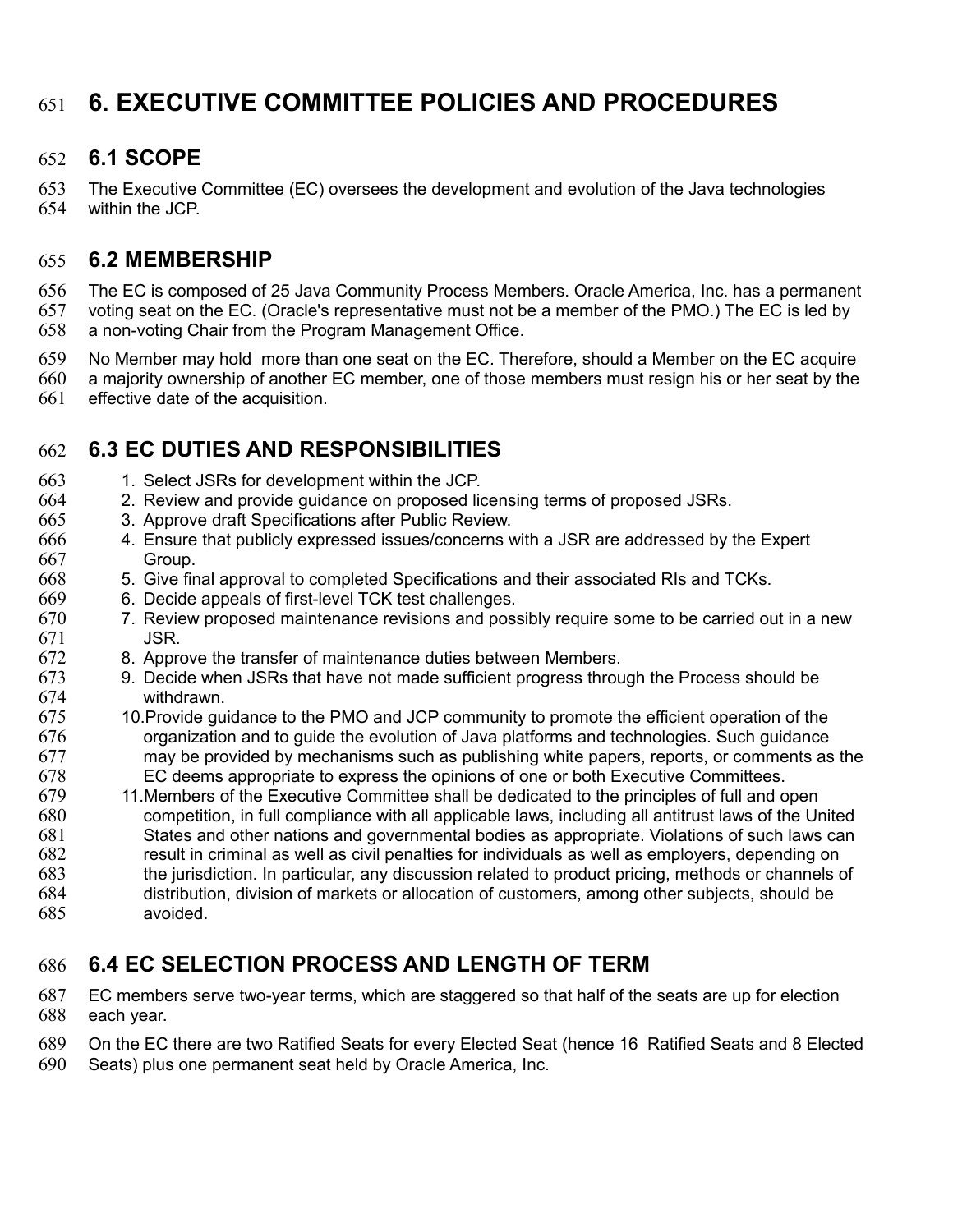# 6. EXECUTIVE COMMITTEE POLICIES AND PROCEDURES

## 6.1 SCOPE

The Executive Committee (EC) oversees the development and evolution of the Java technologies within the JCP.

## 6.2 MEMBERSHIP

The EC is composed of 25 Java Community Process Members. Oracle America, Inc. has a permanent voting seat on the EC. (Oracle's representative must not be a member of the PMO.) The EC is led by a non-voting Chair from the Program Management Office.

No Member may hold more than one seat on the EC. Therefore, should a Member on the EC acquire a majority ownership of another EC member, one of those members must resign his or her seat by the effective date of the acquisition.

## 6.3 EC DUTIES AND RESPONSIBILITIES

1. Select JSRs for development within the JCP.
2. Review and provide guidance on proposed licensing terms of proposed JSRs.
3. Approve draft Specifications after Public Review.
4. Ensure that publicly expressed issues/concerns with a JSR are addressed by the Expert Group.
5. Give final approval to completed Specifications and their associated RIs and TCKs.
6. Decide appeals of first-level TCK test challenges.
7. Review proposed maintenance revisions and possibly require some to be carried out in a new JSR.
8. Approve the transfer of maintenance duties between Members.
9. Decide when JSRs that have not made sufficient progress through the Process should be withdrawn.
10. Provide guidance to the PMO and JCP community to promote the efficient operation of the organization and to guide the evolution of Java platforms and technologies. Such guidance may be provided by mechanisms such as publishing white papers, reports, or comments as the EC deems appropriate to express the opinions of one or both Executive Committees.
11. Members of the Executive Committee shall be dedicated to the principles of full and open competition, in full compliance with all applicable laws, including all antitrust laws of the United States and other nations and governmental bodies as appropriate. Violations of such laws can result in criminal as well as civil penalties for individuals as well as employers, depending on the jurisdiction. In particular, any discussion related to product pricing, methods or channels of distribution, division of markets or allocation of customers, among other subjects, should be avoided.

## 6.4 EC SELECTION PROCESS AND LENGTH OF TERM

EC members serve two-year terms, which are staggered so that half of the seats are up for election each year.

On the EC there are two Ratified Seats for every Elected Seat (hence 16 Ratified Seats and 8 Elected Seats) plus one permanent seat held by Oracle America, Inc.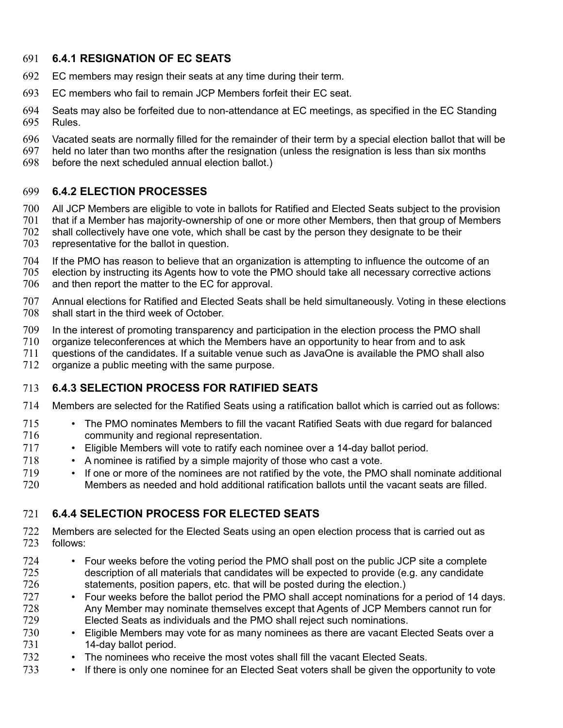### 6.4.1 RESIGNATION OF EC SEATS

EC members may resign their seats at any time during their term.

EC members who fail to remain JCP Members forfeit their EC seat.

Seats may also be forfeited due to non-attendance at EC meetings, as specified in the EC Standing Rules.

Vacated seats are normally filled for the remainder of their term by a special election ballot that will be held no later than two months after the resignation (unless the resignation is less than six months before the next scheduled annual election ballot.)

### 6.4.2 ELECTION PROCESSES

All JCP Members are eligible to vote in ballots for Ratified and Elected Seats subject to the provision that if a Member has majority-ownership of one or more other Members, then that group of Members shall collectively have one vote, which shall be cast by the person they designate to be their representative for the ballot in question.

If the PMO has reason to believe that an organization is attempting to influence the outcome of an election by instructing its Agents how to vote the PMO should take all necessary corrective actions and then report the matter to the EC for approval.

Annual elections for Ratified and Elected Seats shall be held simultaneously. Voting in these elections shall start in the third week of October.

In the interest of promoting transparency and participation in the election process the PMO shall organize teleconferences at which the Members have an opportunity to hear from and to ask questions of the candidates. If a suitable venue such as JavaOne is available the PMO shall also organize a public meeting with the same purpose.

### 6.4.3 SELECTION PROCESS FOR RATIFIED SEATS

Members are selected for the Ratified Seats using a ratification ballot which is carried out as follows:

- The PMO nominates Members to fill the vacant Ratified Seats with due regard for balanced community and regional representation.
- Eligible Members will vote to ratify each nominee over a 14-day ballot period.
- A nominee is ratified by a simple majority of those who cast a vote.
- If one or more of the nominees are not ratified by the vote, the PMO shall nominate additional Members as needed and hold additional ratification ballots until the vacant seats are filled.

### 6.4.4 SELECTION PROCESS FOR ELECTED SEATS

Members are selected for the Elected Seats using an open election process that is carried out as follows:

- Four weeks before the voting period the PMO shall post on the public JCP site a complete description of all materials that candidates will be expected to provide (e.g. any candidate statements, position papers, etc. that will be posted during the election.)
- Four weeks before the ballot period the PMO shall accept nominations for a period of 14 days. Any Member may nominate themselves except that Agents of JCP Members cannot run for Elected Seats as individuals and the PMO shall reject such nominations.
- Eligible Members may vote for as many nominees as there are vacant Elected Seats over a 14-day ballot period.
- The nominees who receive the most votes shall fill the vacant Elected Seats.
- If there is only one nominee for an Elected Seat voters shall be given the opportunity to vote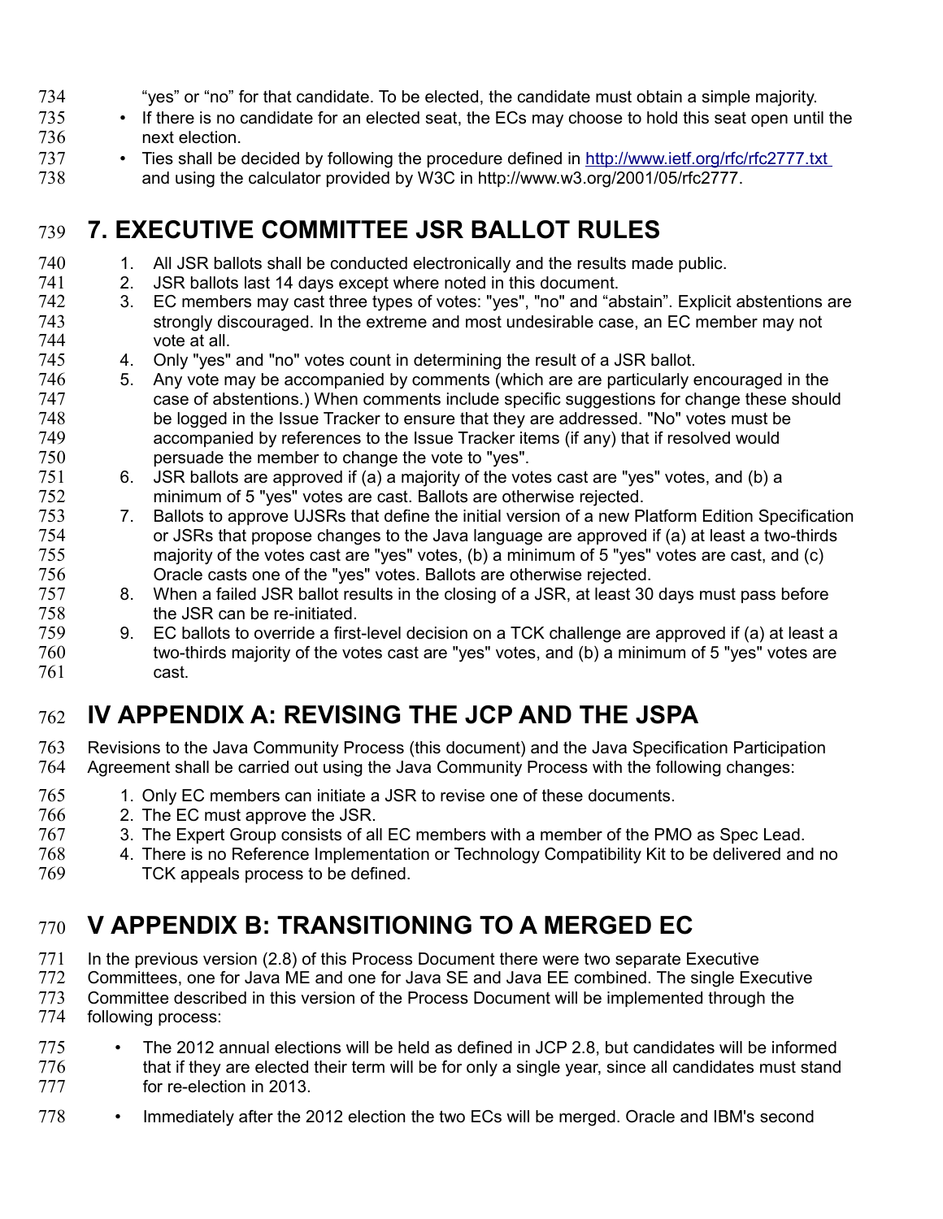"yes" or "no" for that candidate. To be elected, the candidate must obtain a simple majority.

- If there is no candidate for an elected seat, the ECs may choose to hold this seat open until the next election.
- Ties shall be decided by following the procedure defined in http://www.ietf.org/rfc/rfc2777.txt and using the calculator provided by W3C in http://www.w3.org/2001/05/rfc2777.

# 7. EXECUTIVE COMMITTEE JSR BALLOT RULES

1. All JSR ballots shall be conducted electronically and the results made public.
2. JSR ballots last 14 days except where noted in this document.
3. EC members may cast three types of votes: "yes", "no" and "abstain". Explicit abstentions are strongly discouraged. In the extreme and most undesirable case, an EC member may not vote at all.
4. Only "yes" and "no" votes count in determining the result of a JSR ballot.
5. Any vote may be accompanied by comments (which are are particularly encouraged in the case of abstentions.) When comments include specific suggestions for change these should be logged in the Issue Tracker to ensure that they are addressed. "No" votes must be accompanied by references to the Issue Tracker items (if any) that if resolved would persuade the member to change the vote to "yes".
6. JSR ballots are approved if (a) a majority of the votes cast are "yes" votes, and (b) a minimum of 5 "yes" votes are cast. Ballots are otherwise rejected.
7. Ballots to approve UJSRs that define the initial version of a new Platform Edition Specification or JSRs that propose changes to the Java language are approved if (a) at least a two-thirds majority of the votes cast are "yes" votes, (b) a minimum of 5 "yes" votes are cast, and (c) Oracle casts one of the "yes" votes. Ballots are otherwise rejected.
8. When a failed JSR ballot results in the closing of a JSR, at least 30 days must pass before the JSR can be re-initiated.
9. EC ballots to override a first-level decision on a TCK challenge are approved if (a) at least a two-thirds majority of the votes cast are "yes" votes, and (b) a minimum of 5 "yes" votes are cast.

# IV APPENDIX A: REVISING THE JCP AND THE JSPA

Revisions to the Java Community Process (this document) and the Java Specification Participation Agreement shall be carried out using the Java Community Process with the following changes:

1. Only EC members can initiate a JSR to revise one of these documents.
2. The EC must approve the JSR.
3. The Expert Group consists of all EC members with a member of the PMO as Spec Lead.
4. There is no Reference Implementation or Technology Compatibility Kit to be delivered and no TCK appeals process to be defined.

# V APPENDIX B: TRANSITIONING TO A MERGED EC

In the previous version (2.8) of this Process Document there were two separate Executive Committees, one for Java ME and one for Java SE and Java EE combined. The single Executive Committee described in this version of the Process Document will be implemented through the following process:

- The 2012 annual elections will be held as defined in JCP 2.8, but candidates will be informed that if they are elected their term will be for only a single year, since all candidates must stand for re-election in 2013.
- Immediately after the 2012 election the two ECs will be merged. Oracle and IBM's second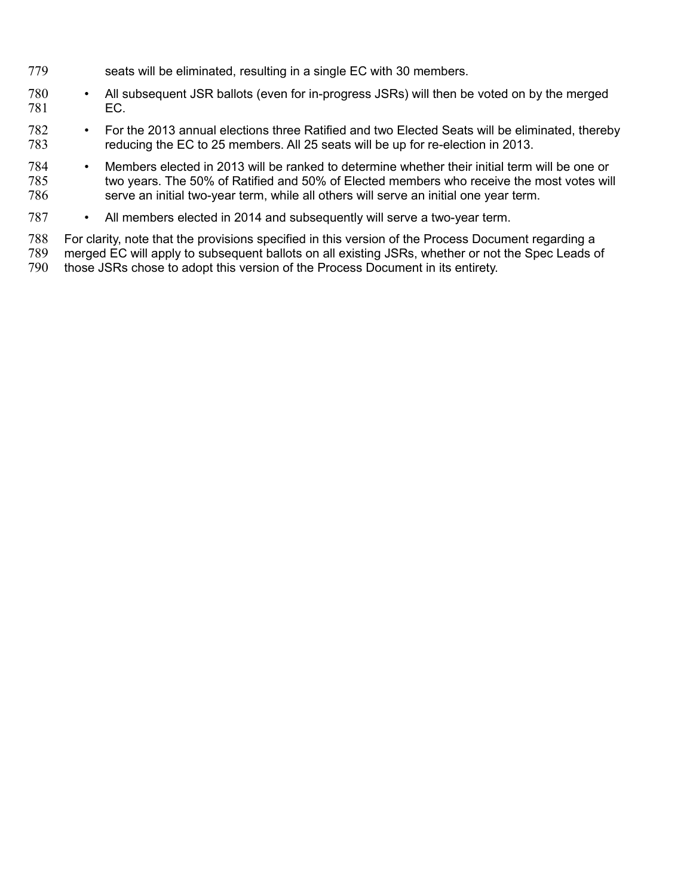seats will be eliminated, resulting in a single EC with 30 members.

- All subsequent JSR ballots (even for in-progress JSRs) will then be voted on by the merged EC.
- For the 2013 annual elections three Ratified and two Elected Seats will be eliminated, thereby reducing the EC to 25 members. All 25 seats will be up for re-election in 2013.
- Members elected in 2013 will be ranked to determine whether their initial term will be one or two years. The 50% of Ratified and 50% of Elected members who receive the most votes will serve an initial two-year term, while all others will serve an initial one year term.
- All members elected in 2014 and subsequently will serve a two-year term.

For clarity, note that the provisions specified in this version of the Process Document regarding a merged EC will apply to subsequent ballots on all existing JSRs, whether or not the Spec Leads of those JSRs chose to adopt this version of the Process Document in its entirety.